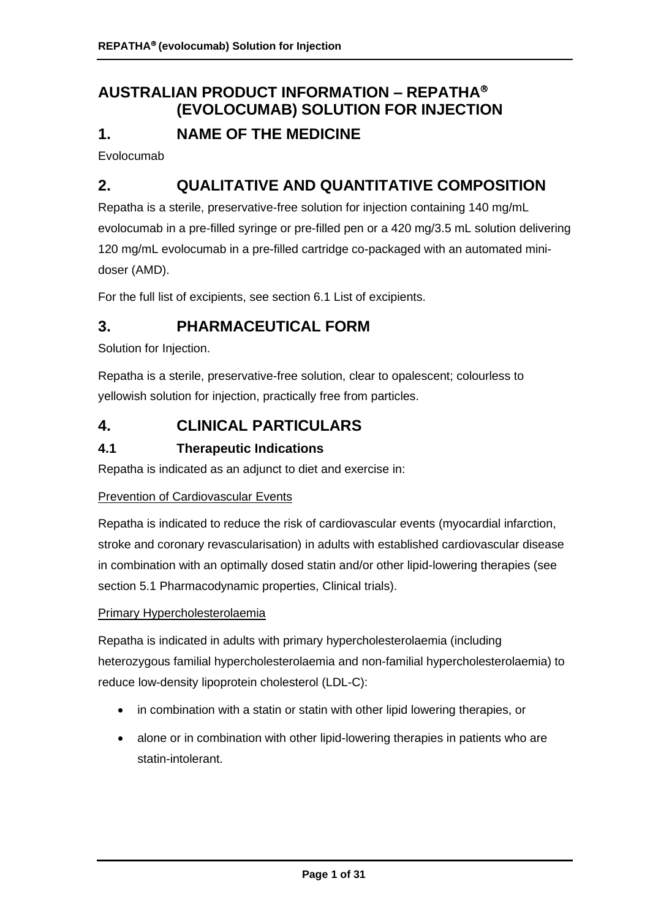# AUSTRALIAN PRODUCT INFORMATION – REPATHA® (EVOLOCUMAB) SOLUTION FOR INJECTION

## 1. NAME OF THE MEDICINE

Evolocumab

## 2. QUALITATIVE AND QUANTITATIVE COMPOSITION

Repatha is a sterile, preservative-free solution for injection containing 140 mg/mL evolocumab in a pre-filled syringe or pre-filled pen or a 420 mg/3.5 mL solution delivering 120 mg/mL evolocumab in a pre-filled cartridge co-packaged with an automated mini-doser (AMD).

For the full list of excipients, see section 6.1 List of excipients.

## 3. PHARMACEUTICAL FORM

Solution for Injection.

Repatha is a sterile, preservative-free solution, clear to opalescent; colourless to yellowish solution for injection, practically free from particles.

## 4. CLINICAL PARTICULARS

### 4.1 Therapeutic Indications

Repatha is indicated as an adjunct to diet and exercise in:

Prevention of Cardiovascular Events

Repatha is indicated to reduce the risk of cardiovascular events (myocardial infarction, stroke and coronary revascularisation) in adults with established cardiovascular disease in combination with an optimally dosed statin and/or other lipid-lowering therapies (see section 5.1 Pharmacodynamic properties, Clinical trials).

Primary Hypercholesterolaemia

Repatha is indicated in adults with primary hypercholesterolaemia (including heterozygous familial hypercholesterolaemia and non-familial hypercholesterolaemia) to reduce low-density lipoprotein cholesterol (LDL-C):

- in combination with a statin or statin with other lipid lowering therapies, or
- alone or in combination with other lipid-lowering therapies in patients who are statin-intolerant.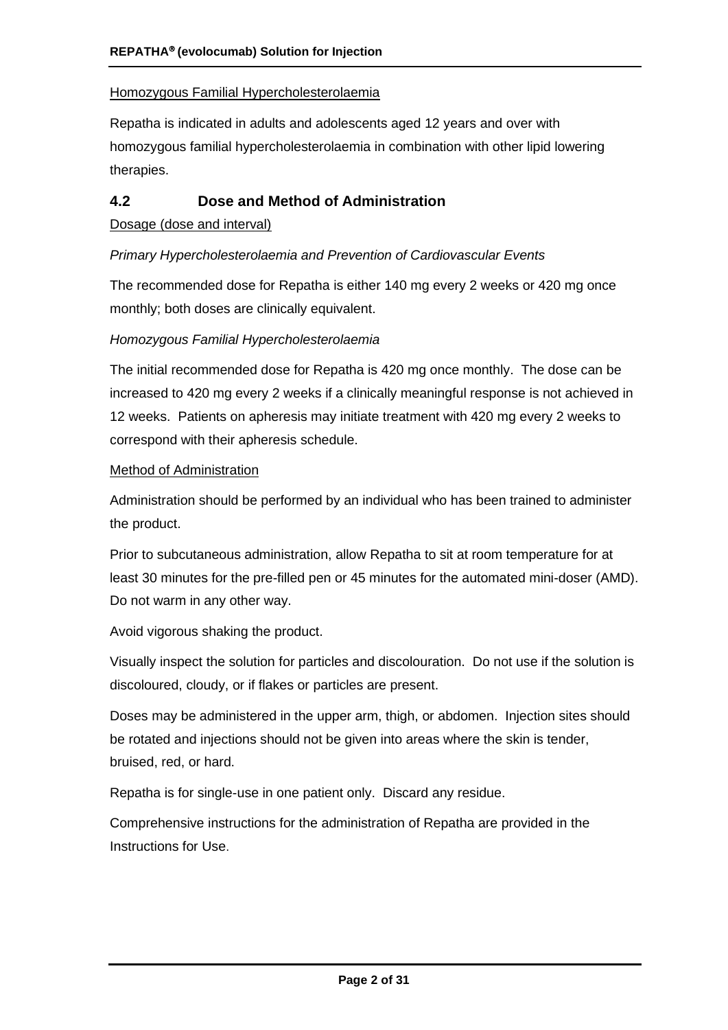Homozygous Familial Hypercholesterolaemia

Repatha is indicated in adults and adolescents aged 12 years and over with homozygous familial hypercholesterolaemia in combination with other lipid lowering therapies.

## 4.2 Dose and Method of Administration

Dosage (dose and interval)

*Primary Hypercholesterolaemia and Prevention of Cardiovascular Events*

The recommended dose for Repatha is either 140 mg every 2 weeks or 420 mg once monthly; both doses are clinically equivalent.

*Homozygous Familial Hypercholesterolaemia*

The initial recommended dose for Repatha is 420 mg once monthly. The dose can be increased to 420 mg every 2 weeks if a clinically meaningful response is not achieved in 12 weeks. Patients on apheresis may initiate treatment with 420 mg every 2 weeks to correspond with their apheresis schedule.

Method of Administration

Administration should be performed by an individual who has been trained to administer the product.

Prior to subcutaneous administration, allow Repatha to sit at room temperature for at least 30 minutes for the pre-filled pen or 45 minutes for the automated mini-doser (AMD). Do not warm in any other way.

Avoid vigorous shaking the product.

Visually inspect the solution for particles and discolouration. Do not use if the solution is discoloured, cloudy, or if flakes or particles are present.

Doses may be administered in the upper arm, thigh, or abdomen. Injection sites should be rotated and injections should not be given into areas where the skin is tender, bruised, red, or hard.

Repatha is for single-use in one patient only. Discard any residue.

Comprehensive instructions for the administration of Repatha are provided in the Instructions for Use.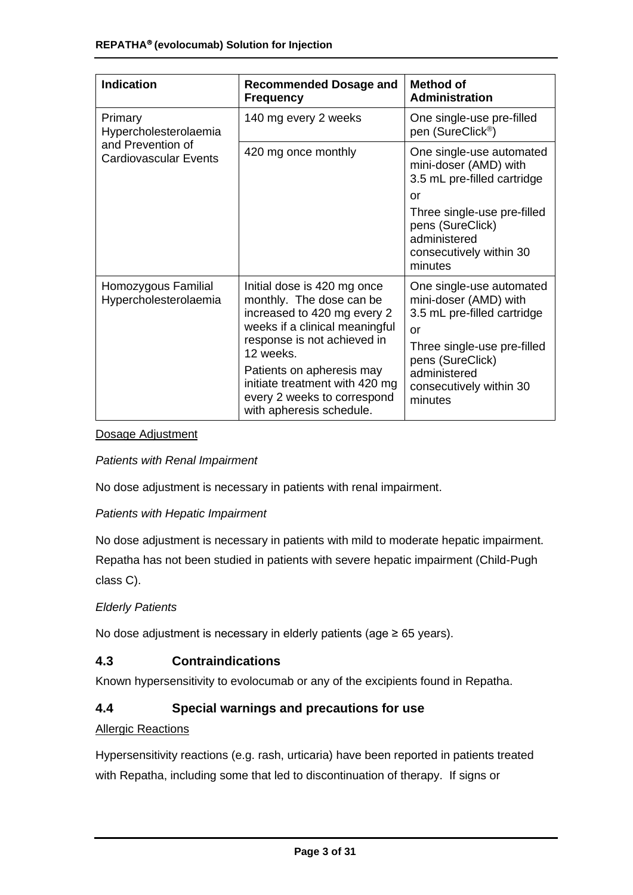| Indication | Recommended Dosage and Frequency | Method of Administration |
| --- | --- | --- |
| Primary Hypercholesterolaemia and Prevention of Cardiovascular Events | 140 mg every 2 weeks | One single-use pre-filled pen (SureClick®) |
| | 420 mg once monthly | One single-use automated mini-doser (AMD) with 3.5 mL pre-filled cartridge<br>or<br>Three single-use pre-filled pens (SureClick) administered consecutively within 30 minutes |
| Homozygous Familial Hypercholesterolaemia | Initial dose is 420 mg once monthly. The dose can be increased to 420 mg every 2 weeks if a clinical meaningful response is not achieved in 12 weeks.<br>Patients on apheresis may initiate treatment with 420 mg every 2 weeks to correspond with apheresis schedule. | One single-use automated mini-doser (AMD) with 3.5 mL pre-filled cartridge<br>or<br>Three single-use pre-filled pens (SureClick) administered consecutively within 30 minutes |

Dosage Adjustment

*Patients with Renal Impairment*

No dose adjustment is necessary in patients with renal impairment.

*Patients with Hepatic Impairment*

No dose adjustment is necessary in patients with mild to moderate hepatic impairment. Repatha has not been studied in patients with severe hepatic impairment (Child-Pugh class C).

*Elderly Patients*

No dose adjustment is necessary in elderly patients (age ≥ 65 years).

## 4.3 Contraindications

Known hypersensitivity to evolocumab or any of the excipients found in Repatha.

## 4.4 Special warnings and precautions for use

Allergic Reactions

Hypersensitivity reactions (e.g. rash, urticaria) have been reported in patients treated with Repatha, including some that led to discontinuation of therapy. If signs or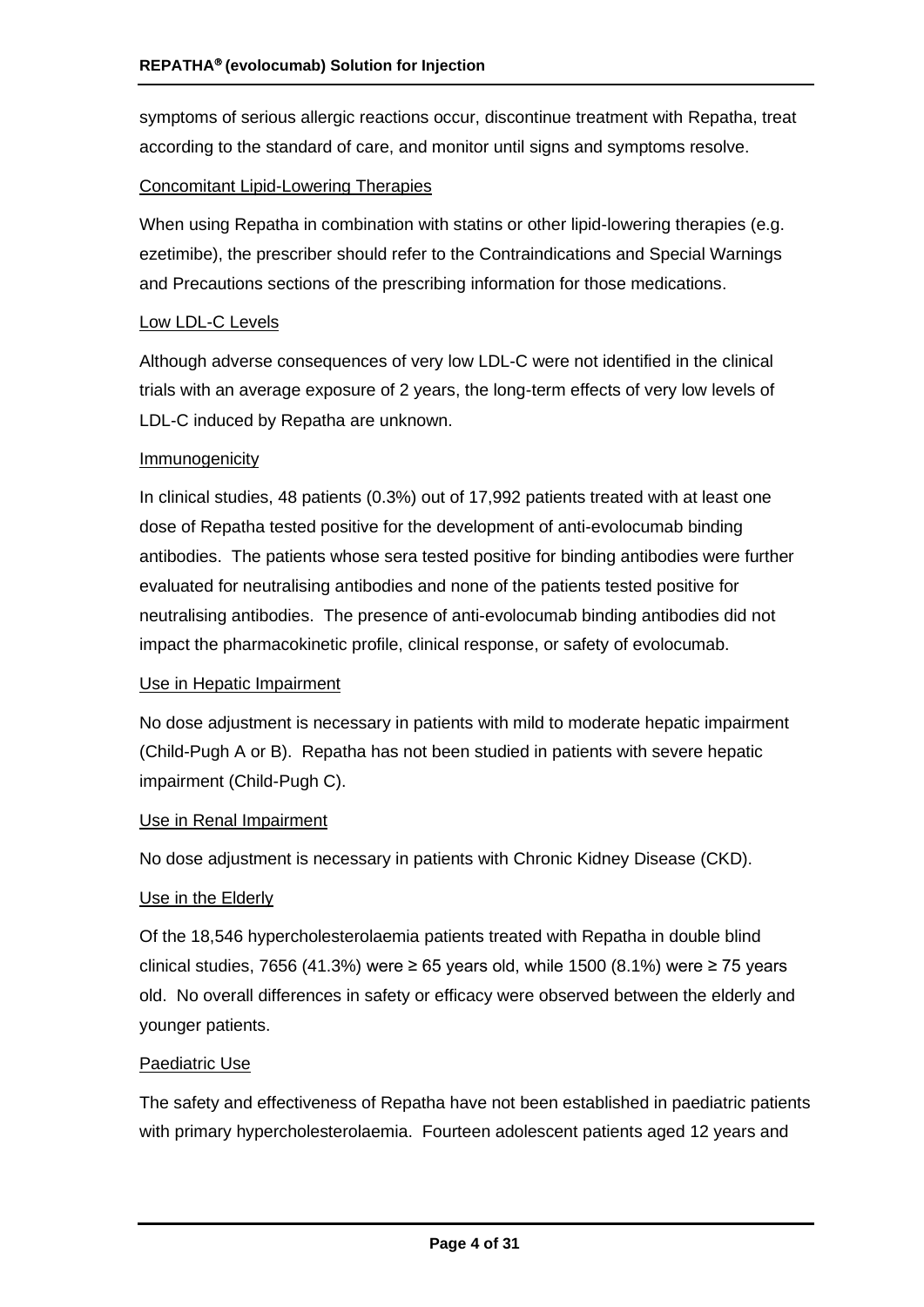symptoms of serious allergic reactions occur, discontinue treatment with Repatha, treat according to the standard of care, and monitor until signs and symptoms resolve.

Concomitant Lipid-Lowering Therapies

When using Repatha in combination with statins or other lipid-lowering therapies (e.g. ezetimibe), the prescriber should refer to the Contraindications and Special Warnings and Precautions sections of the prescribing information for those medications.

Low LDL-C Levels

Although adverse consequences of very low LDL-C were not identified in the clinical trials with an average exposure of 2 years, the long-term effects of very low levels of LDL-C induced by Repatha are unknown.

Immunogenicity

In clinical studies, 48 patients (0.3%) out of 17,992 patients treated with at least one dose of Repatha tested positive for the development of anti-evolocumab binding antibodies. The patients whose sera tested positive for binding antibodies were further evaluated for neutralising antibodies and none of the patients tested positive for neutralising antibodies. The presence of anti-evolocumab binding antibodies did not impact the pharmacokinetic profile, clinical response, or safety of evolocumab.

Use in Hepatic Impairment

No dose adjustment is necessary in patients with mild to moderate hepatic impairment (Child-Pugh A or B). Repatha has not been studied in patients with severe hepatic impairment (Child-Pugh C).

Use in Renal Impairment

No dose adjustment is necessary in patients with Chronic Kidney Disease (CKD).

Use in the Elderly

Of the 18,546 hypercholesterolaemia patients treated with Repatha in double blind clinical studies, 7656 (41.3%) were ≥ 65 years old, while 1500 (8.1%) were ≥ 75 years old. No overall differences in safety or efficacy were observed between the elderly and younger patients.

Paediatric Use

The safety and effectiveness of Repatha have not been established in paediatric patients with primary hypercholesterolaemia. Fourteen adolescent patients aged 12 years and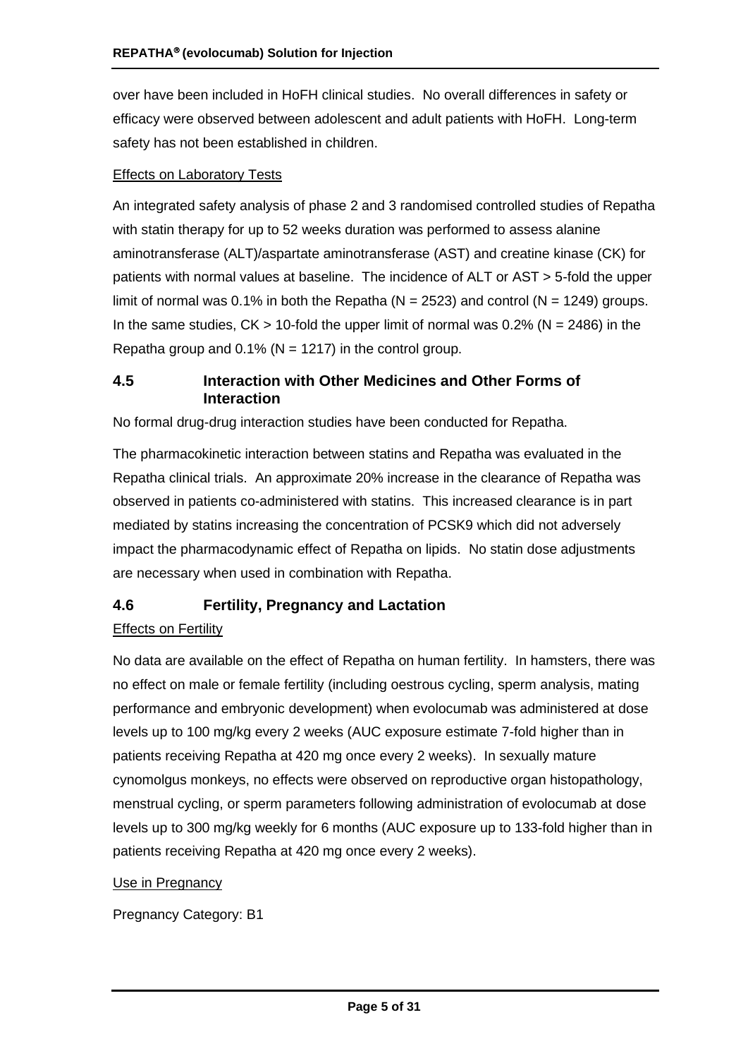over have been included in HoFH clinical studies. No overall differences in safety or efficacy were observed between adolescent and adult patients with HoFH. Long-term safety has not been established in children.

Effects on Laboratory Tests

An integrated safety analysis of phase 2 and 3 randomised controlled studies of Repatha with statin therapy for up to 52 weeks duration was performed to assess alanine aminotransferase (ALT)/aspartate aminotransferase (AST) and creatine kinase (CK) for patients with normal values at baseline. The incidence of ALT or AST > 5-fold the upper limit of normal was 0.1% in both the Repatha (N = 2523) and control (N = 1249) groups. In the same studies, CK > 10-fold the upper limit of normal was 0.2% (N = 2486) in the Repatha group and 0.1% (N = 1217) in the control group.

## 4.5 Interaction with Other Medicines and Other Forms of Interaction

No formal drug-drug interaction studies have been conducted for Repatha.

The pharmacokinetic interaction between statins and Repatha was evaluated in the Repatha clinical trials. An approximate 20% increase in the clearance of Repatha was observed in patients co-administered with statins. This increased clearance is in part mediated by statins increasing the concentration of PCSK9 which did not adversely impact the pharmacodynamic effect of Repatha on lipids. No statin dose adjustments are necessary when used in combination with Repatha.

## 4.6 Fertility, Pregnancy and Lactation

Effects on Fertility

No data are available on the effect of Repatha on human fertility. In hamsters, there was no effect on male or female fertility (including oestrous cycling, sperm analysis, mating performance and embryonic development) when evolocumab was administered at dose levels up to 100 mg/kg every 2 weeks (AUC exposure estimate 7-fold higher than in patients receiving Repatha at 420 mg once every 2 weeks). In sexually mature cynomolgus monkeys, no effects were observed on reproductive organ histopathology, menstrual cycling, or sperm parameters following administration of evolocumab at dose levels up to 300 mg/kg weekly for 6 months (AUC exposure up to 133-fold higher than in patients receiving Repatha at 420 mg once every 2 weeks).

Use in Pregnancy

Pregnancy Category: B1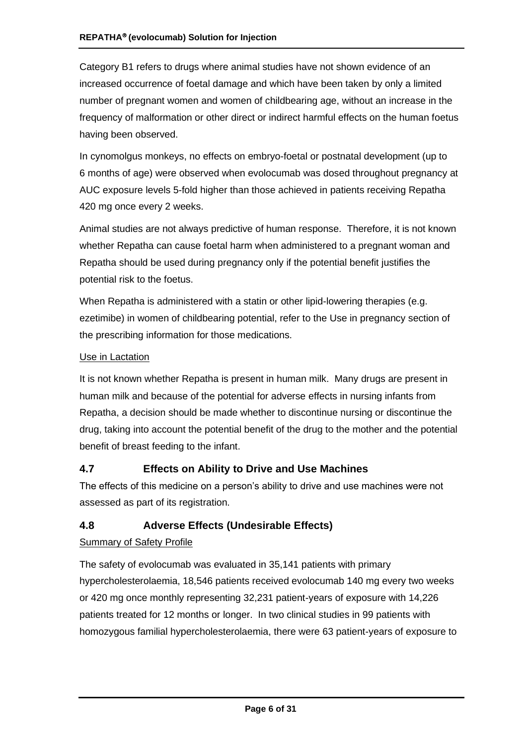Category B1 refers to drugs where animal studies have not shown evidence of an increased occurrence of foetal damage and which have been taken by only a limited number of pregnant women and women of childbearing age, without an increase in the frequency of malformation or other direct or indirect harmful effects on the human foetus having been observed.

In cynomolgus monkeys, no effects on embryo-foetal or postnatal development (up to 6 months of age) were observed when evolocumab was dosed throughout pregnancy at AUC exposure levels 5-fold higher than those achieved in patients receiving Repatha 420 mg once every 2 weeks.

Animal studies are not always predictive of human response. Therefore, it is not known whether Repatha can cause foetal harm when administered to a pregnant woman and Repatha should be used during pregnancy only if the potential benefit justifies the potential risk to the foetus.

When Repatha is administered with a statin or other lipid-lowering therapies (e.g. ezetimibe) in women of childbearing potential, refer to the Use in pregnancy section of the prescribing information for those medications.

Use in Lactation

It is not known whether Repatha is present in human milk. Many drugs are present in human milk and because of the potential for adverse effects in nursing infants from Repatha, a decision should be made whether to discontinue nursing or discontinue the drug, taking into account the potential benefit of the drug to the mother and the potential benefit of breast feeding to the infant.

## 4.7 Effects on Ability to Drive and Use Machines

The effects of this medicine on a person's ability to drive and use machines were not assessed as part of its registration.

## 4.8 Adverse Effects (Undesirable Effects)

Summary of Safety Profile

The safety of evolocumab was evaluated in 35,141 patients with primary hypercholesterolaemia, 18,546 patients received evolocumab 140 mg every two weeks or 420 mg once monthly representing 32,231 patient-years of exposure with 14,226 patients treated for 12 months or longer. In two clinical studies in 99 patients with homozygous familial hypercholesterolaemia, there were 63 patient-years of exposure to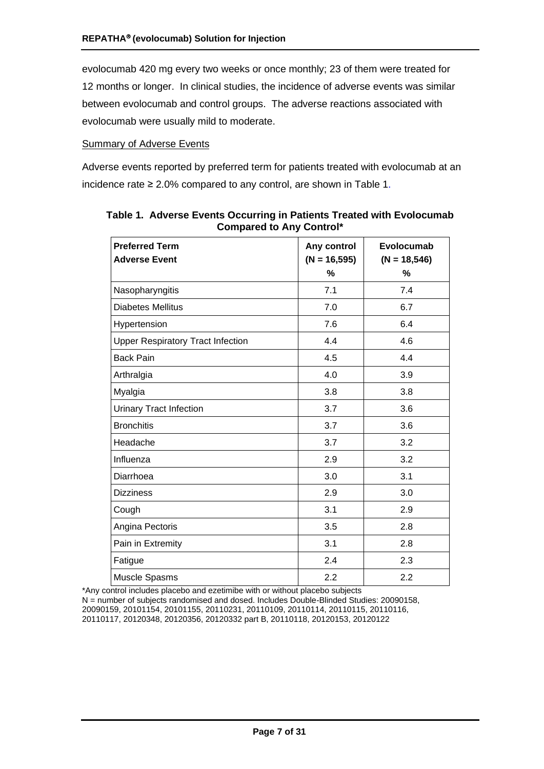evolocumab 420 mg every two weeks or once monthly; 23 of them were treated for 12 months or longer. In clinical studies, the incidence of adverse events was similar between evolocumab and control groups. The adverse reactions associated with evolocumab were usually mild to moderate.

Summary of Adverse Events

Adverse events reported by preferred term for patients treated with evolocumab at an incidence rate ≥ 2.0% compared to any control, are shown in Table 1.

**Table 1. Adverse Events Occurring in Patients Treated with Evolocumab Compared to Any Control***

| Preferred Term<br>Adverse Event | Any control<br>(N = 16,595)<br>% | Evolocumab<br>(N = 18,546)<br>% |
|---|---|---|
| Nasopharyngitis | 7.1 | 7.4 |
| Diabetes Mellitus | 7.0 | 6.7 |
| Hypertension | 7.6 | 6.4 |
| Upper Respiratory Tract Infection | 4.4 | 4.6 |
| Back Pain | 4.5 | 4.4 |
| Arthralgia | 4.0 | 3.9 |
| Myalgia | 3.8 | 3.8 |
| Urinary Tract Infection | 3.7 | 3.6 |
| Bronchitis | 3.7 | 3.6 |
| Headache | 3.7 | 3.2 |
| Influenza | 2.9 | 3.2 |
| Diarrhoea | 3.0 | 3.1 |
| Dizziness | 2.9 | 3.0 |
| Cough | 3.1 | 2.9 |
| Angina Pectoris | 3.5 | 2.8 |
| Pain in Extremity | 3.1 | 2.8 |
| Fatigue | 2.4 | 2.3 |
| Muscle Spasms | 2.2 | 2.2 |

*Any control includes placebo and ezetimibe with or without placebo subjects
N = number of subjects randomised and dosed. Includes Double-Blinded Studies: 20090158, 20090159, 20101154, 20101155, 20110231, 20110109, 20110114, 20110115, 20110116, 20110117, 20120348, 20120356, 20120332 part B, 20110118, 20120153, 20120122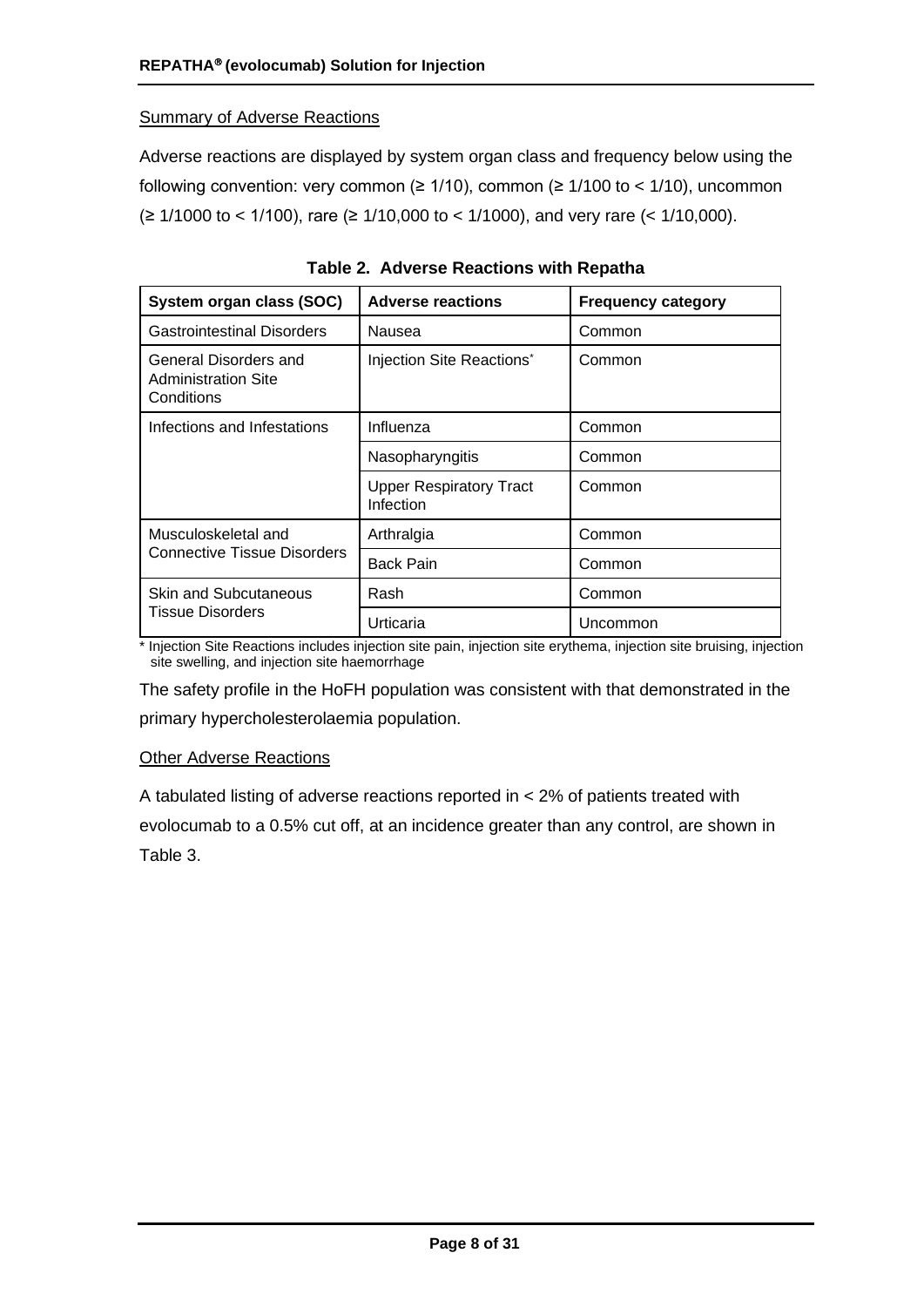Summary of Adverse Reactions

Adverse reactions are displayed by system organ class and frequency below using the following convention: very common (≥ 1/10), common (≥ 1/100 to < 1/10), uncommon (≥ 1/1000 to < 1/100), rare (≥ 1/10,000 to < 1/1000), and very rare (< 1/10,000).

**Table 2. Adverse Reactions with Repatha**

| System organ class (SOC) | Adverse reactions | Frequency category |
|---|---|---|
| Gastrointestinal Disorders | Nausea | Common |
| General Disorders and Administration Site Conditions | Injection Site Reactions* | Common |
| Infections and Infestations | Influenza | Common |
| | Nasopharyngitis | Common |
| | Upper Respiratory Tract Infection | Common |
| Musculoskeletal and Connective Tissue Disorders | Arthralgia | Common |
| | Back Pain | Common |
| Skin and Subcutaneous Tissue Disorders | Rash | Common |
| | Urticaria | Uncommon |

* Injection Site Reactions includes injection site pain, injection site erythema, injection site bruising, injection site swelling, and injection site haemorrhage

The safety profile in the HoFH population was consistent with that demonstrated in the primary hypercholesterolaemia population.

Other Adverse Reactions

A tabulated listing of adverse reactions reported in < 2% of patients treated with evolocumab to a 0.5% cut off, at an incidence greater than any control, are shown in Table 3.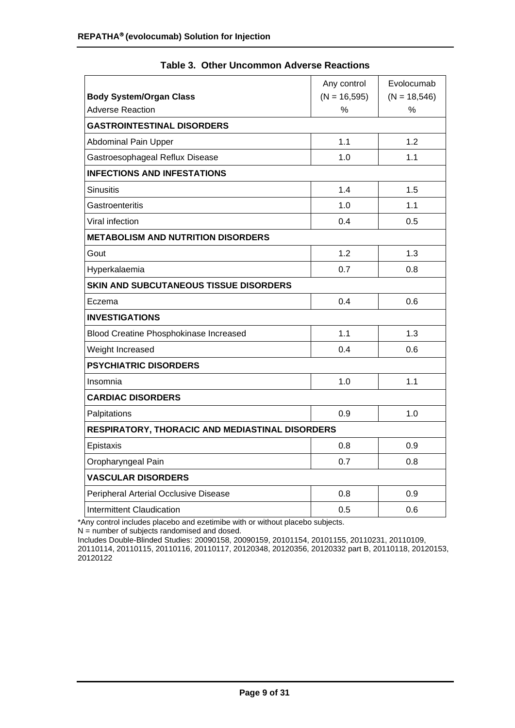**Table 3. Other Uncommon Adverse Reactions**

| Body System/Organ Class<br>Adverse Reaction | Any control<br>(N = 16,595)<br>% | Evolocumab<br>(N = 18,546)<br>% |
|---|---|---|
| **GASTROINTESTINAL DISORDERS** | | |
| Abdominal Pain Upper | 1.1 | 1.2 |
| Gastroesophageal Reflux Disease | 1.0 | 1.1 |
| **INFECTIONS AND INFESTATIONS** | | |
| Sinusitis | 1.4 | 1.5 |
| Gastroenteritis | 1.0 | 1.1 |
| Viral infection | 0.4 | 0.5 |
| **METABOLISM AND NUTRITION DISORDERS** | | |
| Gout | 1.2 | 1.3 |
| Hyperkalaemia | 0.7 | 0.8 |
| **SKIN AND SUBCUTANEOUS TISSUE DISORDERS** | | |
| Eczema | 0.4 | 0.6 |
| **INVESTIGATIONS** | | |
| Blood Creatine Phosphokinase Increased | 1.1 | 1.3 |
| Weight Increased | 0.4 | 0.6 |
| **PSYCHIATRIC DISORDERS** | | |
| Insomnia | 1.0 | 1.1 |
| **CARDIAC DISORDERS** | | |
| Palpitations | 0.9 | 1.0 |
| **RESPIRATORY, THORACIC AND MEDIASTINAL DISORDERS** | | |
| Epistaxis | 0.8 | 0.9 |
| Oropharyngeal Pain | 0.7 | 0.8 |
| **VASCULAR DISORDERS** | | |
| Peripheral Arterial Occlusive Disease | 0.8 | 0.9 |
| Intermittent Claudication | 0.5 | 0.6 |

*Any control includes placebo and ezetimibe with or without placebo subjects.
N = number of subjects randomised and dosed.
Includes Double-Blinded Studies: 20090158, 20090159, 20101154, 20101155, 20110231, 20110109, 20110114, 20110115, 20110116, 20110117, 20120348, 20120356, 20120332 part B, 20110118, 20120153, 20120122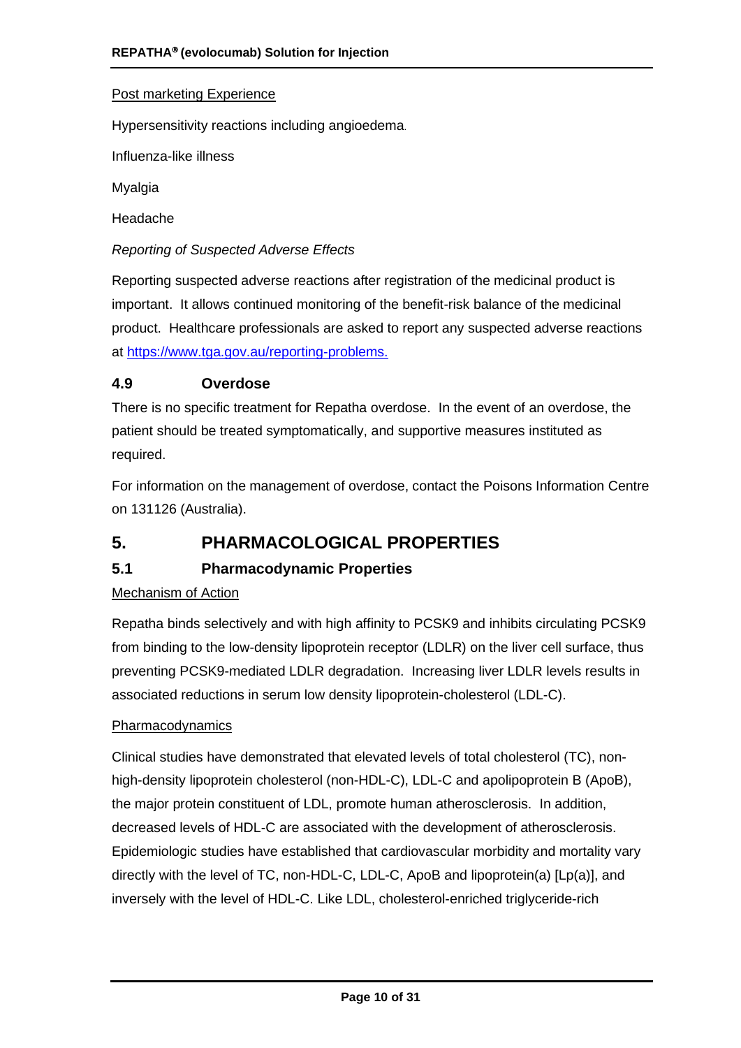Post marketing Experience

Hypersensitivity reactions including angioedema.

Influenza-like illness

Myalgia

Headache

*Reporting of Suspected Adverse Effects*

Reporting suspected adverse reactions after registration of the medicinal product is important. It allows continued monitoring of the benefit-risk balance of the medicinal product. Healthcare professionals are asked to report any suspected adverse reactions at https://www.tga.gov.au/reporting-problems.

### 4.9 Overdose

There is no specific treatment for Repatha overdose. In the event of an overdose, the patient should be treated symptomatically, and supportive measures instituted as required.

For information on the management of overdose, contact the Poisons Information Centre on 131126 (Australia).

## 5. PHARMACOLOGICAL PROPERTIES

### 5.1 Pharmacodynamic Properties

Mechanism of Action

Repatha binds selectively and with high affinity to PCSK9 and inhibits circulating PCSK9 from binding to the low-density lipoprotein receptor (LDLR) on the liver cell surface, thus preventing PCSK9-mediated LDLR degradation. Increasing liver LDLR levels results in associated reductions in serum low density lipoprotein-cholesterol (LDL-C).

Pharmacodynamics

Clinical studies have demonstrated that elevated levels of total cholesterol (TC), non-high-density lipoprotein cholesterol (non-HDL-C), LDL-C and apolipoprotein B (ApoB), the major protein constituent of LDL, promote human atherosclerosis. In addition, decreased levels of HDL-C are associated with the development of atherosclerosis. Epidemiologic studies have established that cardiovascular morbidity and mortality vary directly with the level of TC, non-HDL-C, LDL-C, ApoB and lipoprotein(a) [Lp(a)], and inversely with the level of HDL-C. Like LDL, cholesterol-enriched triglyceride-rich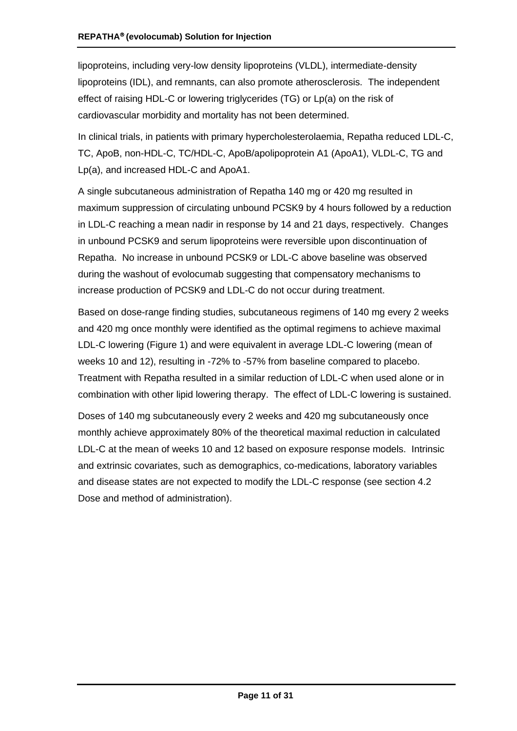lipoproteins, including very-low density lipoproteins (VLDL), intermediate-density lipoproteins (IDL), and remnants, can also promote atherosclerosis. The independent effect of raising HDL-C or lowering triglycerides (TG) or Lp(a) on the risk of cardiovascular morbidity and mortality has not been determined.

In clinical trials, in patients with primary hypercholesterolaemia, Repatha reduced LDL-C, TC, ApoB, non-HDL-C, TC/HDL-C, ApoB/apolipoprotein A1 (ApoA1), VLDL-C, TG and Lp(a), and increased HDL-C and ApoA1.

A single subcutaneous administration of Repatha 140 mg or 420 mg resulted in maximum suppression of circulating unbound PCSK9 by 4 hours followed by a reduction in LDL-C reaching a mean nadir in response by 14 and 21 days, respectively. Changes in unbound PCSK9 and serum lipoproteins were reversible upon discontinuation of Repatha. No increase in unbound PCSK9 or LDL-C above baseline was observed during the washout of evolocumab suggesting that compensatory mechanisms to increase production of PCSK9 and LDL-C do not occur during treatment.

Based on dose-range finding studies, subcutaneous regimens of 140 mg every 2 weeks and 420 mg once monthly were identified as the optimal regimens to achieve maximal LDL-C lowering (Figure 1) and were equivalent in average LDL-C lowering (mean of weeks 10 and 12), resulting in -72% to -57% from baseline compared to placebo. Treatment with Repatha resulted in a similar reduction of LDL-C when used alone or in combination with other lipid lowering therapy. The effect of LDL-C lowering is sustained.

Doses of 140 mg subcutaneously every 2 weeks and 420 mg subcutaneously once monthly achieve approximately 80% of the theoretical maximal reduction in calculated LDL-C at the mean of weeks 10 and 12 based on exposure response models. Intrinsic and extrinsic covariates, such as demographics, co-medications, laboratory variables and disease states are not expected to modify the LDL-C response (see section 4.2 Dose and method of administration).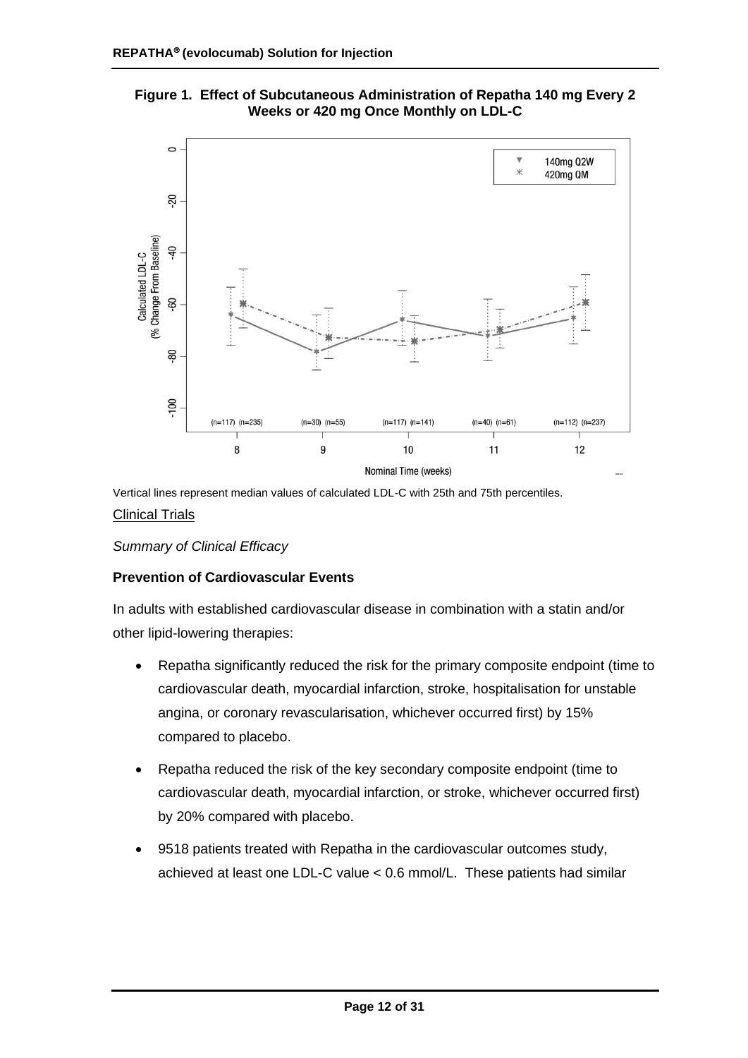**Figure 1. Effect of Subcutaneous Administration of Repatha 140 mg Every 2 Weeks or 420 mg Once Monthly on LDL-C**

Vertical lines represent median values of calculated LDL-C with 25th and 75th percentiles.

Clinical Trials

*Summary of Clinical Efficacy*

**Prevention of Cardiovascular Events**

In adults with established cardiovascular disease in combination with a statin and/or other lipid-lowering therapies:

- Repatha significantly reduced the risk for the primary composite endpoint (time to cardiovascular death, myocardial infarction, stroke, hospitalisation for unstable angina, or coronary revascularisation, whichever occurred first) by 15% compared to placebo.
- Repatha reduced the risk of the key secondary composite endpoint (time to cardiovascular death, myocardial infarction, or stroke, whichever occurred first) by 20% compared with placebo.
- 9518 patients treated with Repatha in the cardiovascular outcomes study, achieved at least one LDL-C value < 0.6 mmol/L. These patients had similar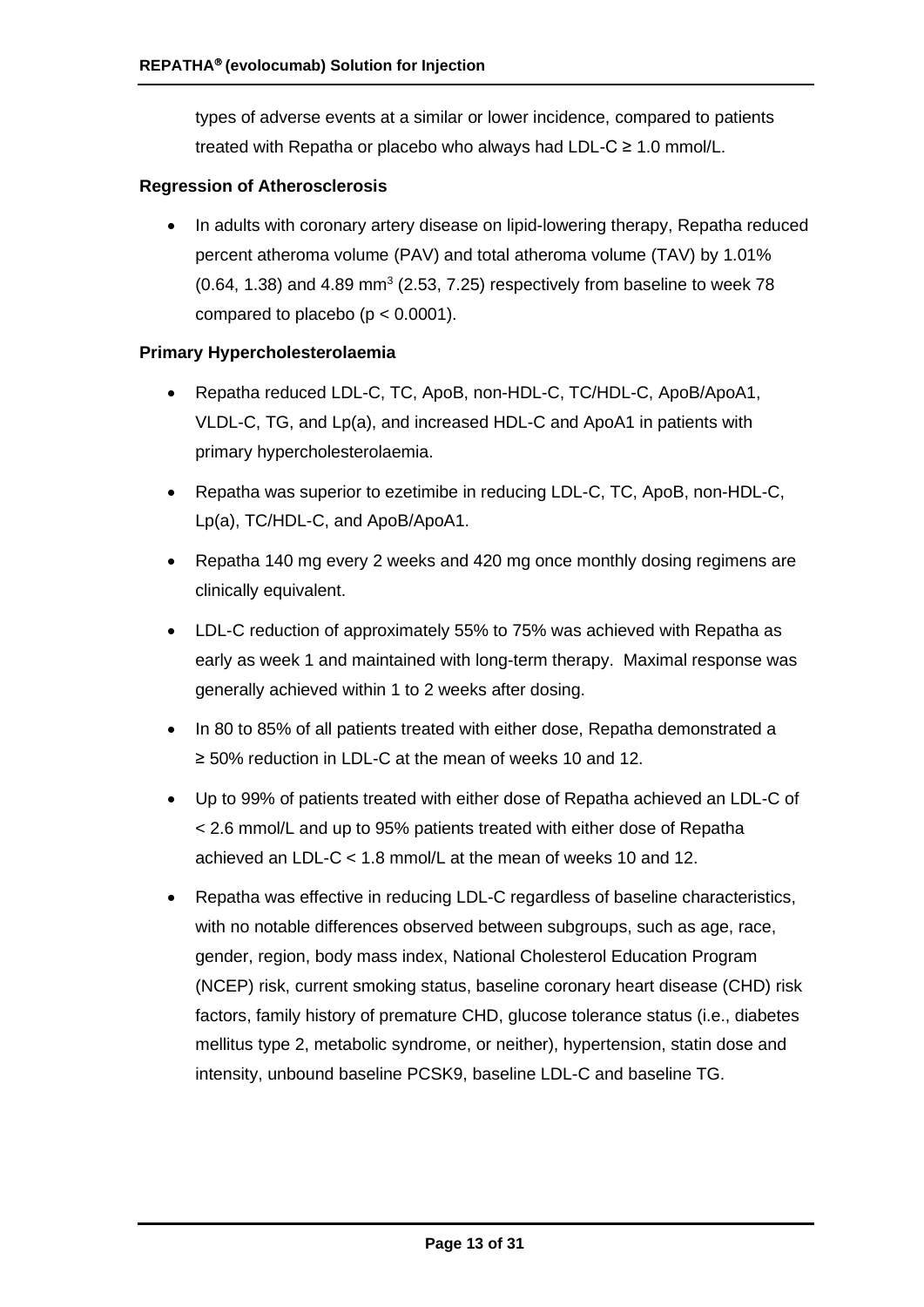types of adverse events at a similar or lower incidence, compared to patients treated with Repatha or placebo who always had LDL-C ≥ 1.0 mmol/L.

**Regression of Atherosclerosis**

- In adults with coronary artery disease on lipid-lowering therapy, Repatha reduced percent atheroma volume (PAV) and total atheroma volume (TAV) by 1.01% (0.64, 1.38) and 4.89 $mm^3$ (2.53, 7.25) respectively from baseline to week 78 compared to placebo ($p < 0.0001$).

**Primary Hypercholesterolaemia**

- Repatha reduced LDL-C, TC, ApoB, non-HDL-C, TC/HDL-C, ApoB/ApoA1, VLDL-C, TG, and Lp(a), and increased HDL-C and ApoA1 in patients with primary hypercholesterolaemia.
- Repatha was superior to ezetimibe in reducing LDL-C, TC, ApoB, non-HDL-C, Lp(a), TC/HDL-C, and ApoB/ApoA1.
- Repatha 140 mg every 2 weeks and 420 mg once monthly dosing regimens are clinically equivalent.
- LDL-C reduction of approximately 55% to 75% was achieved with Repatha as early as week 1 and maintained with long-term therapy. Maximal response was generally achieved within 1 to 2 weeks after dosing.
- In 80 to 85% of all patients treated with either dose, Repatha demonstrated a ≥ 50% reduction in LDL-C at the mean of weeks 10 and 12.
- Up to 99% of patients treated with either dose of Repatha achieved an LDL-C of < 2.6 mmol/L and up to 95% patients treated with either dose of Repatha achieved an LDL-C < 1.8 mmol/L at the mean of weeks 10 and 12.
- Repatha was effective in reducing LDL-C regardless of baseline characteristics, with no notable differences observed between subgroups, such as age, race, gender, region, body mass index, National Cholesterol Education Program (NCEP) risk, current smoking status, baseline coronary heart disease (CHD) risk factors, family history of premature CHD, glucose tolerance status (i.e., diabetes mellitus type 2, metabolic syndrome, or neither), hypertension, statin dose and intensity, unbound baseline PCSK9, baseline LDL-C and baseline TG.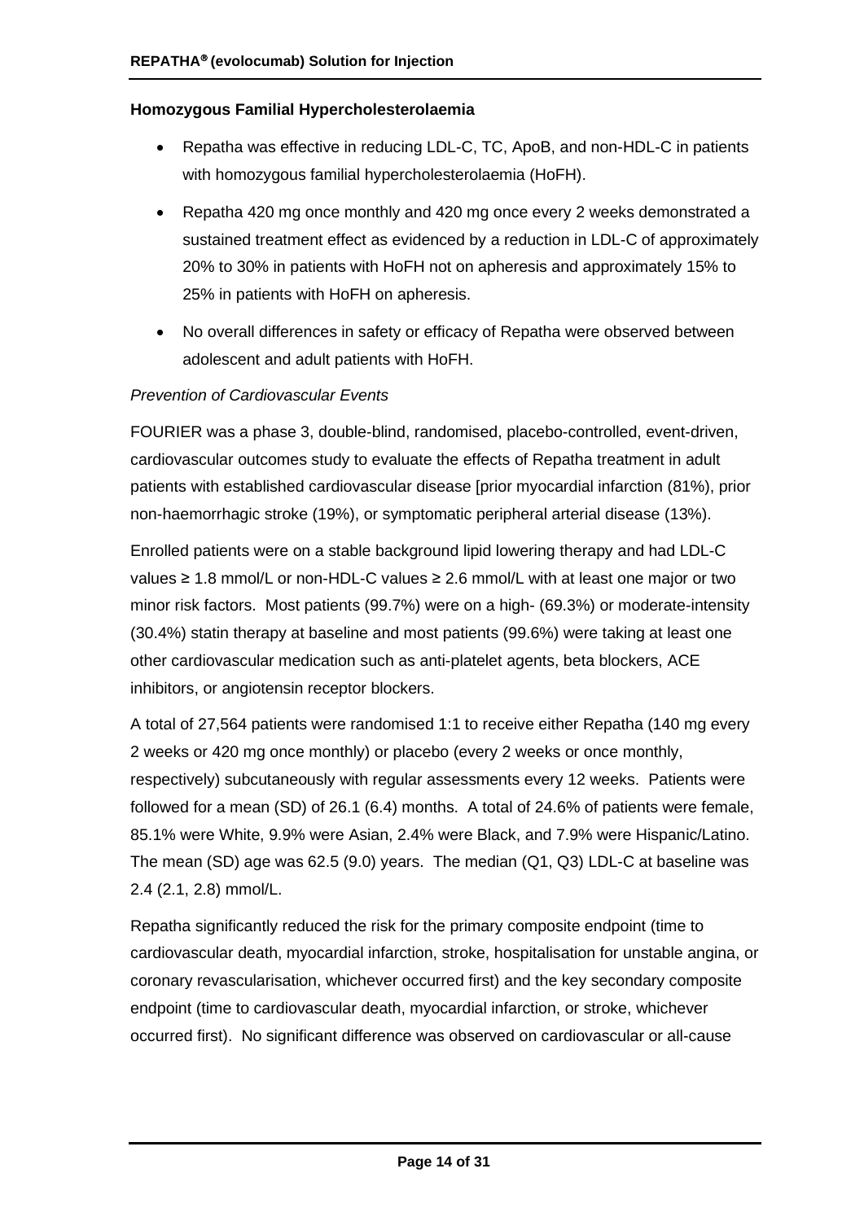**Homozygous Familial Hypercholesterolaemia**

- Repatha was effective in reducing LDL-C, TC, ApoB, and non-HDL-C in patients with homozygous familial hypercholesterolaemia (HoFH).
- Repatha 420 mg once monthly and 420 mg once every 2 weeks demonstrated a sustained treatment effect as evidenced by a reduction in LDL-C of approximately 20% to 30% in patients with HoFH not on apheresis and approximately 15% to 25% in patients with HoFH on apheresis.
- No overall differences in safety or efficacy of Repatha were observed between adolescent and adult patients with HoFH.

*Prevention of Cardiovascular Events*

FOURIER was a phase 3, double-blind, randomised, placebo-controlled, event-driven, cardiovascular outcomes study to evaluate the effects of Repatha treatment in adult patients with established cardiovascular disease [prior myocardial infarction (81%), prior non-haemorrhagic stroke (19%), or symptomatic peripheral arterial disease (13%).

Enrolled patients were on a stable background lipid lowering therapy and had LDL-C values ≥ 1.8 mmol/L or non-HDL-C values ≥ 2.6 mmol/L with at least one major or two minor risk factors. Most patients (99.7%) were on a high- (69.3%) or moderate-intensity (30.4%) statin therapy at baseline and most patients (99.6%) were taking at least one other cardiovascular medication such as anti-platelet agents, beta blockers, ACE inhibitors, or angiotensin receptor blockers.

A total of 27,564 patients were randomised 1:1 to receive either Repatha (140 mg every 2 weeks or 420 mg once monthly) or placebo (every 2 weeks or once monthly, respectively) subcutaneously with regular assessments every 12 weeks. Patients were followed for a mean (SD) of 26.1 (6.4) months. A total of 24.6% of patients were female, 85.1% were White, 9.9% were Asian, 2.4% were Black, and 7.9% were Hispanic/Latino. The mean (SD) age was 62.5 (9.0) years. The median (Q1, Q3) LDL-C at baseline was 2.4 (2.1, 2.8) mmol/L.

Repatha significantly reduced the risk for the primary composite endpoint (time to cardiovascular death, myocardial infarction, stroke, hospitalisation for unstable angina, or coronary revascularisation, whichever occurred first) and the key secondary composite endpoint (time to cardiovascular death, myocardial infarction, or stroke, whichever occurred first). No significant difference was observed on cardiovascular or all-cause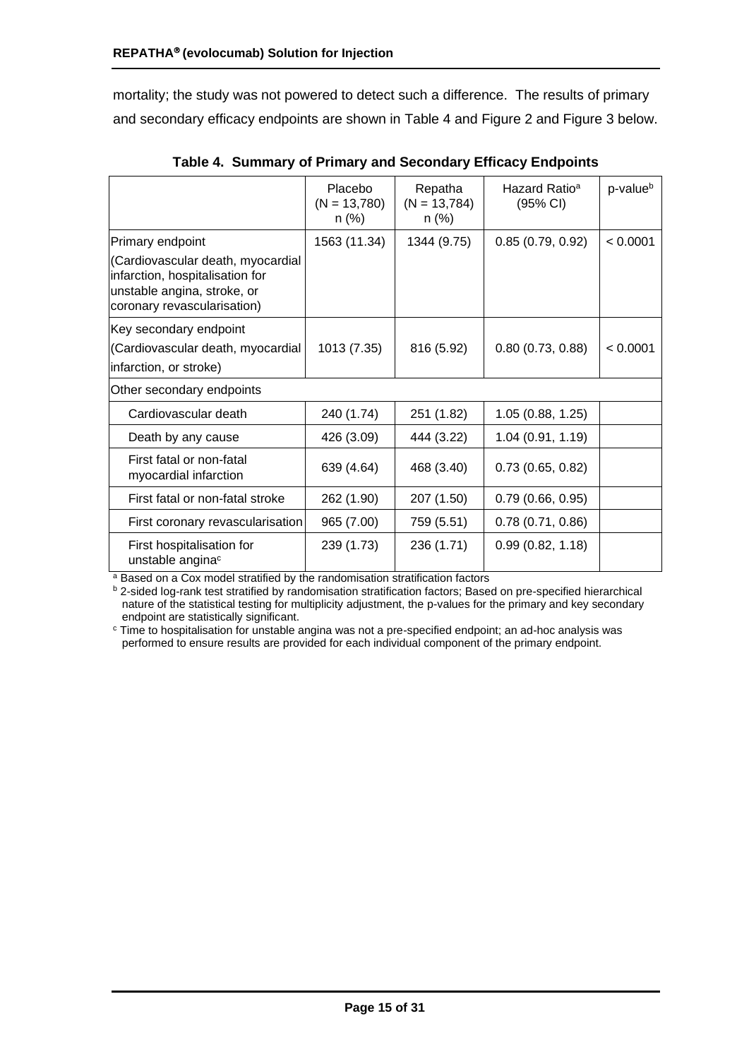mortality; the study was not powered to detect such a difference. The results of primary and secondary efficacy endpoints are shown in Table 4 and Figure 2 and Figure 3 below.

**Table 4. Summary of Primary and Secondary Efficacy Endpoints**

| | Placebo (N = 13,780) n (%) | Repatha (N = 13,784) n (%) | Hazard Ratio[a] (95% CI) | p-value[b] |
|---|---|---|---|---|
| Primary endpoint (Cardiovascular death, myocardial infarction, hospitalisation for unstable angina, stroke, or coronary revascularisation) | 1563 (11.34) | 1344 (9.75) | 0.85 (0.79, 0.92) | < 0.0001 |
| Key secondary endpoint (Cardiovascular death, myocardial infarction, or stroke) | 1013 (7.35) | 816 (5.92) | 0.80 (0.73, 0.88) | < 0.0001 |
| Other secondary endpoints | | | | |
| Cardiovascular death | 240 (1.74) | 251 (1.82) | 1.05 (0.88, 1.25) | |
| Death by any cause | 426 (3.09) | 444 (3.22) | 1.04 (0.91, 1.19) | |
| First fatal or non-fatal myocardial infarction | 639 (4.64) | 468 (3.40) | 0.73 (0.65, 0.82) | |
| First fatal or non-fatal stroke | 262 (1.90) | 207 (1.50) | 0.79 (0.66, 0.95) | |
| First coronary revascularisation | 965 (7.00) | 759 (5.51) | 0.78 (0.71, 0.86) | |
| First hospitalisation for unstable angina[c] | 239 (1.73) | 236 (1.71) | 0.99 (0.82, 1.18) | |

[a] Based on a Cox model stratified by the randomisation stratification factors

[b] 2-sided log-rank test stratified by randomisation stratification factors; Based on pre-specified hierarchical nature of the statistical testing for multiplicity adjustment, the p-values for the primary and key secondary endpoint are statistically significant.

[c] Time to hospitalisation for unstable angina was not a pre-specified endpoint; an ad-hoc analysis was performed to ensure results are provided for each individual component of the primary endpoint.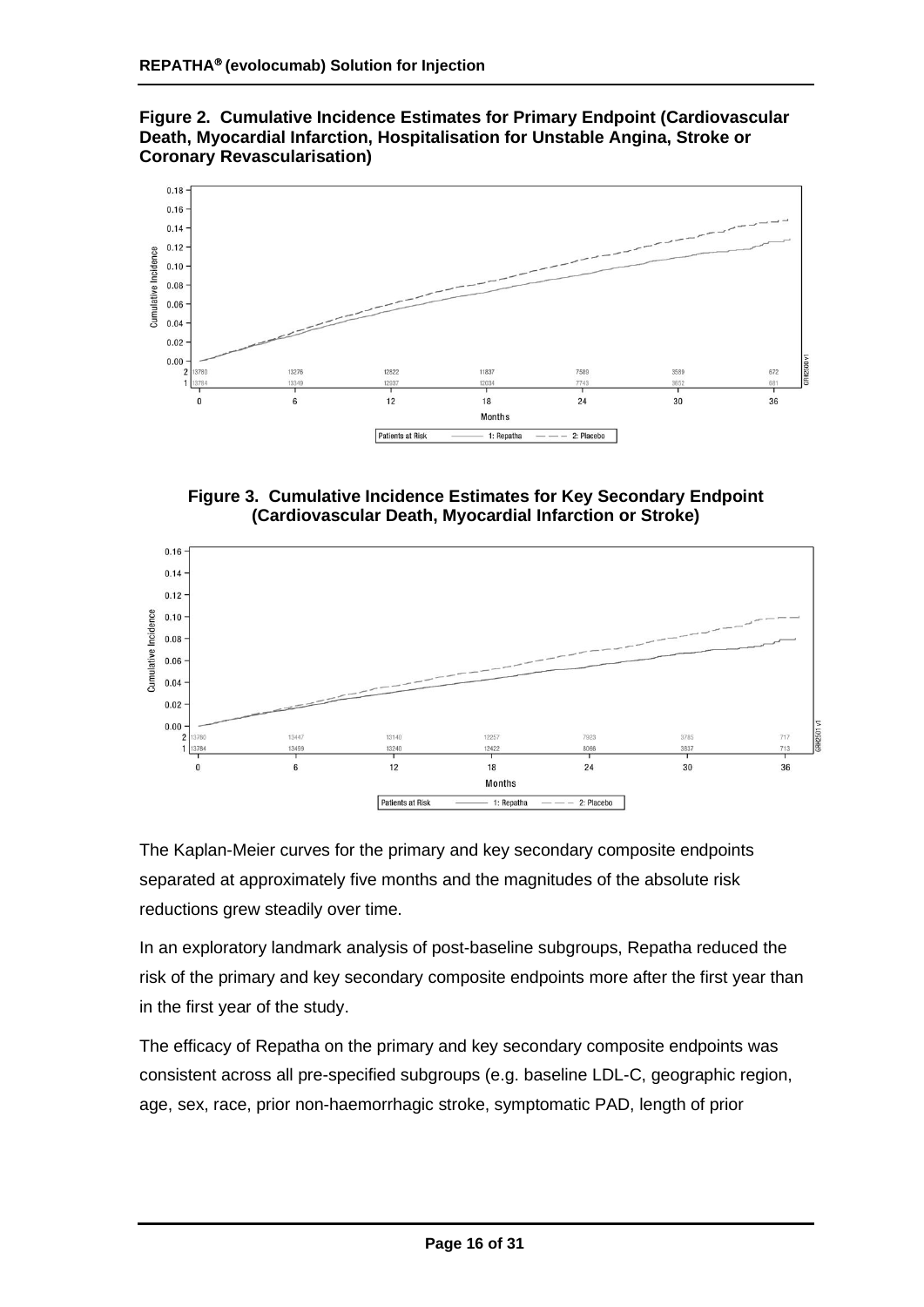**Figure 2. Cumulative Incidence Estimates for Primary Endpoint (Cardiovascular Death, Myocardial Infarction, Hospitalisation for Unstable Angina, Stroke or Coronary Revascularisation)**

**Figure 3. Cumulative Incidence Estimates for Key Secondary Endpoint (Cardiovascular Death, Myocardial Infarction or Stroke)**

The Kaplan-Meier curves for the primary and key secondary composite endpoints separated at approximately five months and the magnitudes of the absolute risk reductions grew steadily over time.

In an exploratory landmark analysis of post-baseline subgroups, Repatha reduced the risk of the primary and key secondary composite endpoints more after the first year than in the first year of the study.

The efficacy of Repatha on the primary and key secondary composite endpoints was consistent across all pre-specified subgroups (e.g. baseline LDL-C, geographic region, age, sex, race, prior non-haemorrhagic stroke, symptomatic PAD, length of prior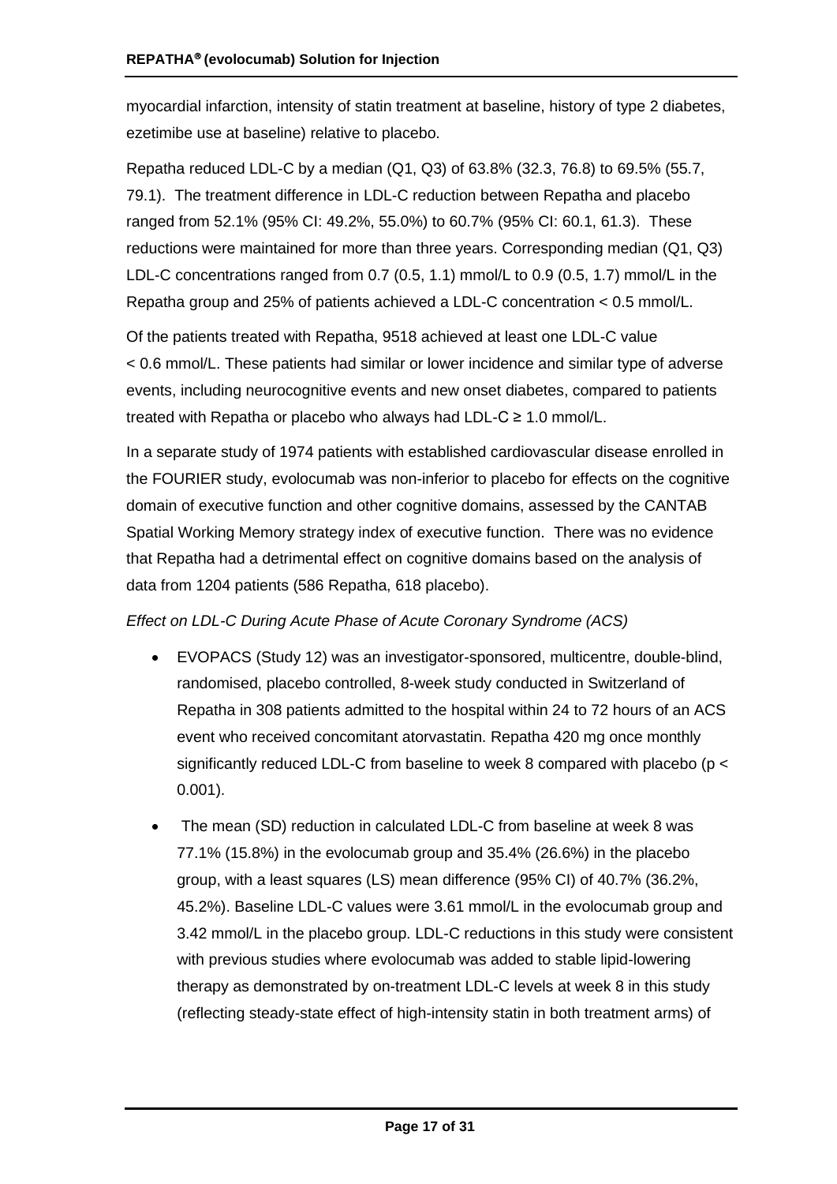myocardial infarction, intensity of statin treatment at baseline, history of type 2 diabetes, ezetimibe use at baseline) relative to placebo.

Repatha reduced LDL-C by a median (Q1, Q3) of 63.8% (32.3, 76.8) to 69.5% (55.7, 79.1). The treatment difference in LDL-C reduction between Repatha and placebo ranged from 52.1% (95% CI: 49.2%, 55.0%) to 60.7% (95% CI: 60.1, 61.3). These reductions were maintained for more than three years. Corresponding median (Q1, Q3) LDL-C concentrations ranged from 0.7 (0.5, 1.1) mmol/L to 0.9 (0.5, 1.7) mmol/L in the Repatha group and 25% of patients achieved a LDL-C concentration < 0.5 mmol/L.

Of the patients treated with Repatha, 9518 achieved at least one LDL-C value < 0.6 mmol/L. These patients had similar or lower incidence and similar type of adverse events, including neurocognitive events and new onset diabetes, compared to patients treated with Repatha or placebo who always had LDL-C ≥ 1.0 mmol/L.

In a separate study of 1974 patients with established cardiovascular disease enrolled in the FOURIER study, evolocumab was non-inferior to placebo for effects on the cognitive domain of executive function and other cognitive domains, assessed by the CANTAB Spatial Working Memory strategy index of executive function. There was no evidence that Repatha had a detrimental effect on cognitive domains based on the analysis of data from 1204 patients (586 Repatha, 618 placebo).

*Effect on LDL-C During Acute Phase of Acute Coronary Syndrome (ACS)*

- EVOPACS (Study 12) was an investigator-sponsored, multicentre, double-blind, randomised, placebo controlled, 8-week study conducted in Switzerland of Repatha in 308 patients admitted to the hospital within 24 to 72 hours of an ACS event who received concomitant atorvastatin. Repatha 420 mg once monthly significantly reduced LDL-C from baseline to week 8 compared with placebo ($p < 0.001$).
- The mean (SD) reduction in calculated LDL-C from baseline at week 8 was 77.1% (15.8%) in the evolocumab group and 35.4% (26.6%) in the placebo group, with a least squares (LS) mean difference (95% CI) of 40.7% (36.2%, 45.2%). Baseline LDL-C values were 3.61 mmol/L in the evolocumab group and 3.42 mmol/L in the placebo group. LDL-C reductions in this study were consistent with previous studies where evolocumab was added to stable lipid-lowering therapy as demonstrated by on-treatment LDL-C levels at week 8 in this study (reflecting steady-state effect of high-intensity statin in both treatment arms) of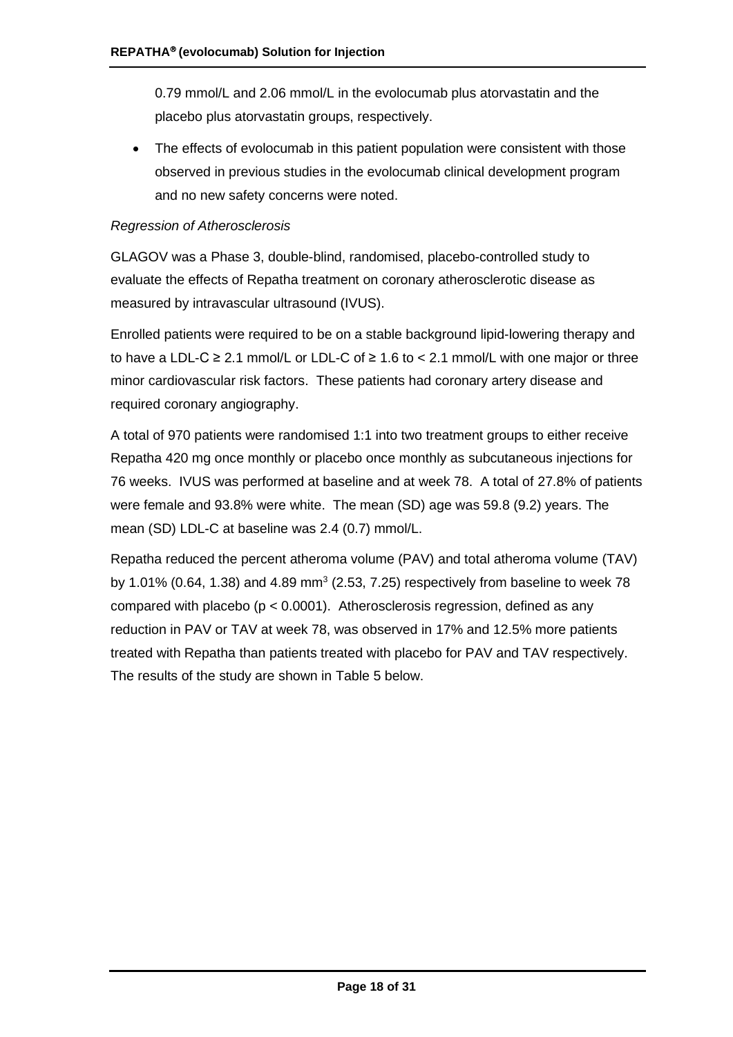0.79 mmol/L and 2.06 mmol/L in the evolocumab plus atorvastatin and the placebo plus atorvastatin groups, respectively.

- The effects of evolocumab in this patient population were consistent with those observed in previous studies in the evolocumab clinical development program and no new safety concerns were noted.

*Regression of Atherosclerosis*

GLAGOV was a Phase 3, double-blind, randomised, placebo-controlled study to evaluate the effects of Repatha treatment on coronary atherosclerotic disease as measured by intravascular ultrasound (IVUS).

Enrolled patients were required to be on a stable background lipid-lowering therapy and to have a LDL-C ≥ 2.1 mmol/L or LDL-C of ≥ 1.6 to < 2.1 mmol/L with one major or three minor cardiovascular risk factors. These patients had coronary artery disease and required coronary angiography.

A total of 970 patients were randomised 1:1 into two treatment groups to either receive Repatha 420 mg once monthly or placebo once monthly as subcutaneous injections for 76 weeks. IVUS was performed at baseline and at week 78. A total of 27.8% of patients were female and 93.8% were white. The mean (SD) age was 59.8 (9.2) years. The mean (SD) LDL-C at baseline was 2.4 (0.7) mmol/L.

Repatha reduced the percent atheroma volume (PAV) and total atheroma volume (TAV) by 1.01% (0.64, 1.38) and 4.89 $mm^3$ (2.53, 7.25) respectively from baseline to week 78 compared with placebo ($p < 0.0001$). Atherosclerosis regression, defined as any reduction in PAV or TAV at week 78, was observed in 17% and 12.5% more patients treated with Repatha than patients treated with placebo for PAV and TAV respectively. The results of the study are shown in Table 5 below.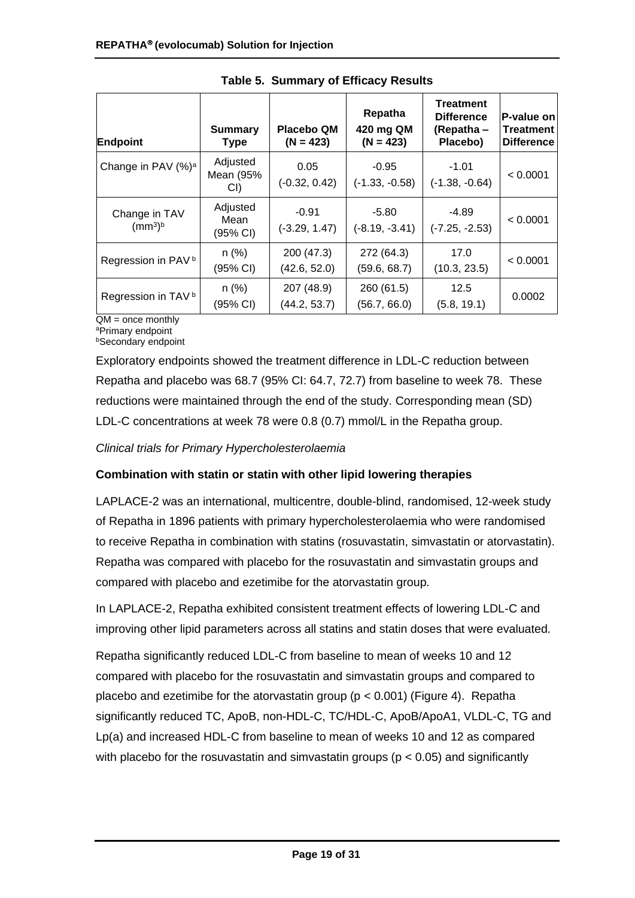**Table 5. Summary of Efficacy Results**

| Endpoint | Summary Type | Placebo QM (N = 423) | Repatha 420 mg QM (N = 423) | Treatment Difference (Repatha – Placebo) | P-value on Treatment Difference |
|---|---|---|---|---|---|
| Change in PAV (%)[a] | Adjusted Mean (95% CI) | 0.05 (-0.32, 0.42) | -0.95 (-1.33, -0.58) | -1.01 (-1.38, -0.64) | < 0.0001 |
| Change in TAV ($mm^3$)[b] | Adjusted Mean (95% CI) | -0.91 (-3.29, 1.47) | -5.80 (-8.19, -3.41) | -4.89 (-7.25, -2.53) | < 0.0001 |
| Regression in PAV[b] | n (%) (95% CI) | 200 (47.3) (42.6, 52.0) | 272 (64.3) (59.6, 68.7) | 17.0 (10.3, 23.5) | < 0.0001 |
| Regression in TAV[b] | n (%) (95% CI) | 207 (48.9) (44.2, 53.7) | 260 (61.5) (56.7, 66.0) | 12.5 (5.8, 19.1) | 0.0002 |

QM = once monthly
[a]Primary endpoint
[b]Secondary endpoint

Exploratory endpoints showed the treatment difference in LDL-C reduction between Repatha and placebo was 68.7 (95% CI: 64.7, 72.7) from baseline to week 78. These reductions were maintained through the end of the study. Corresponding mean (SD) LDL-C concentrations at week 78 were 0.8 (0.7) mmol/L in the Repatha group.

*Clinical trials for Primary Hypercholesterolaemia*

**Combination with statin or statin with other lipid lowering therapies**

LAPLACE-2 was an international, multicentre, double-blind, randomised, 12-week study of Repatha in 1896 patients with primary hypercholesterolaemia who were randomised to receive Repatha in combination with statins (rosuvastatin, simvastatin or atorvastatin). Repatha was compared with placebo for the rosuvastatin and simvastatin groups and compared with placebo and ezetimibe for the atorvastatin group.

In LAPLACE-2, Repatha exhibited consistent treatment effects of lowering LDL-C and improving other lipid parameters across all statins and statin doses that were evaluated.

Repatha significantly reduced LDL-C from baseline to mean of weeks 10 and 12 compared with placebo for the rosuvastatin and simvastatin groups and compared to placebo and ezetimibe for the atorvastatin group ($p < 0.001$) (Figure 4). Repatha significantly reduced TC, ApoB, non-HDL-C, TC/HDL-C, ApoB/ApoA1, VLDL-C, TG and Lp(a) and increased HDL-C from baseline to mean of weeks 10 and 12 as compared with placebo for the rosuvastatin and simvastatin groups ($p < 0.05$) and significantly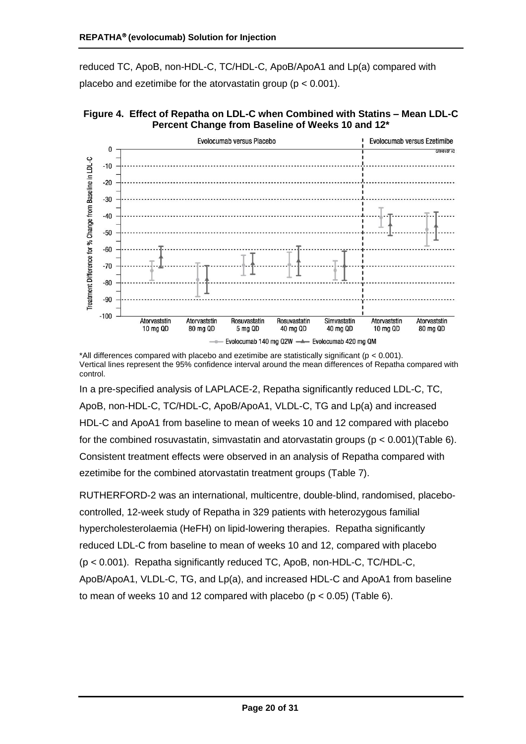reduced TC, ApoB, non-HDL-C, TC/HDL-C, ApoB/ApoA1 and Lp(a) compared with placebo and ezetimibe for the atorvastatin group ($p < 0.001$).

**Figure 4. Effect of Repatha on LDL-C when Combined with Statins – Mean LDL-C Percent Change from Baseline of Weeks 10 and 12***

*All differences compared with placebo and ezetimibe are statistically significant ($p < 0.001$).
Vertical lines represent the 95% confidence interval around the mean differences of Repatha compared with control.

In a pre-specified analysis of LAPLACE-2, Repatha significantly reduced LDL-C, TC, ApoB, non-HDL-C, TC/HDL-C, ApoB/ApoA1, VLDL-C, TG and Lp(a) and increased HDL-C and ApoA1 from baseline to mean of weeks 10 and 12 compared with placebo for the combined rosuvastatin, simvastatin and atorvastatin groups ($p < 0.001$)(Table 6). Consistent treatment effects were observed in an analysis of Repatha compared with ezetimibe for the combined atorvastatin treatment groups (Table 7).

RUTHERFORD-2 was an international, multicentre, double-blind, randomised, placebo-controlled, 12-week study of Repatha in 329 patients with heterozygous familial hypercholesterolaemia (HeFH) on lipid-lowering therapies. Repatha significantly reduced LDL-C from baseline to mean of weeks 10 and 12, compared with placebo ($p < 0.001$). Repatha significantly reduced TC, ApoB, non-HDL-C, TC/HDL-C, ApoB/ApoA1, VLDL-C, TG, and Lp(a), and increased HDL-C and ApoA1 from baseline to mean of weeks 10 and 12 compared with placebo ($p < 0.05$) (Table 6).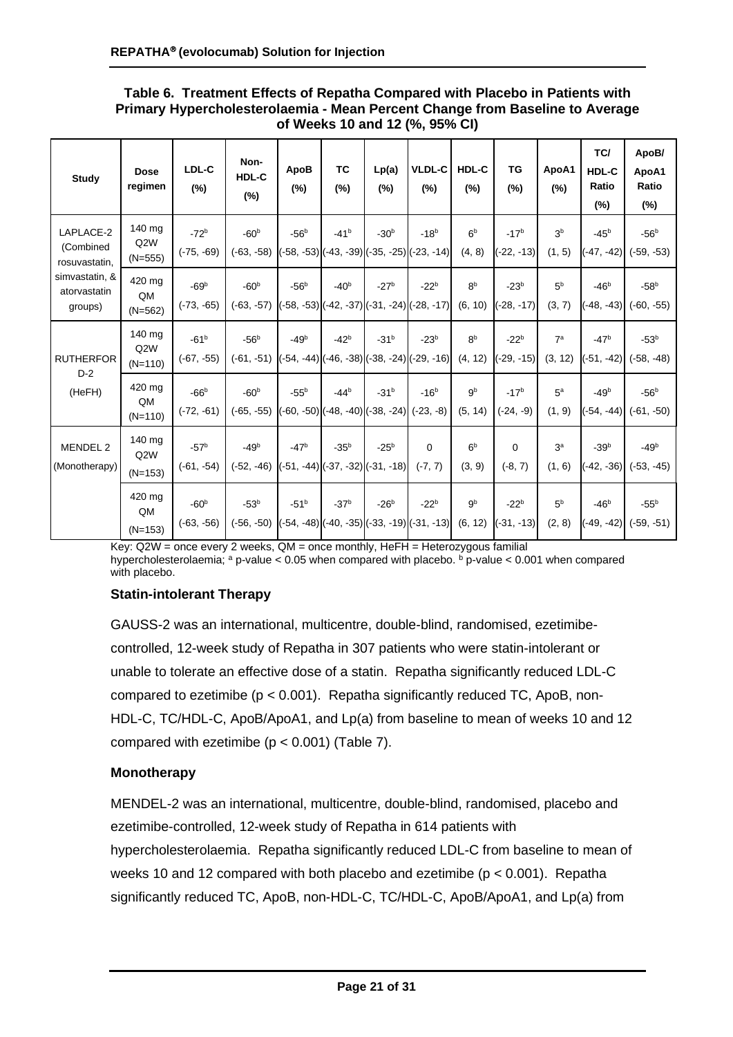**Table 6. Treatment Effects of Repatha Compared with Placebo in Patients with Primary Hypercholesterolaemia - Mean Percent Change from Baseline to Average of Weeks 10 and 12 (%, 95% CI)**

| Study | Dose regimen | LDL-C (%) | Non-HDL-C (%) | ApoB (%) | TC (%) | Lp(a) (%) | VLDL-C (%) | HDL-C (%) | TG (%) | ApoA1 (%) | TC/ HDL-C Ratio (%) | ApoB/ ApoA1 Ratio (%) |
|---|---|---|---|---|---|---|---|---|---|---|---|---|
| LAPLACE-2 (Combined rosuvastatin, simvastatin, & atorvastatin groups) | 140 mg Q2W (N=555) | -72[b] (-75, -69) | -60[b] (-63, -58) | -56[b] (-58, -53) | -41[b] (-43, -39) | -30[b] (-35, -25) | -18[b] (-23, -14) | 6[b] (4, 8) | -17[b] (-22, -13) | 3[b] (1, 5) | -45[b] (-47, -42) | -56[b] (-59, -53) |
| | 420 mg QM (N=562) | -69[b] (-73, -65) | -60[b] (-63, -57) | -56[b] (-58, -53) | -40[b] (-42, -37) | -27[b] (-31, -24) | -22[b] (-28, -17) | 8[b] (6, 10) | -23[b] (-28, -17) | 5[b] (3, 7) | -46[b] (-48, -43) | -58[b] (-60, -55) |
| RUTHERFORD-2 (HeFH) | 140 mg Q2W (N=110) | -61[b] (-67, -55) | -56[b] (-61, -51) | -49[b] (-54, -44) | -42[b] (-46, -38) | -31[b] (-38, -24) | -23[b] (-29, -16) | 8[b] (4, 12) | -22[b] (-29, -15) | 7[a] (3, 12) | -47[b] (-51, -42) | -53[b] (-58, -48) |
| | 420 mg QM (N=110) | -66[b] (-72, -61) | -60[b] (-65, -55) | -55[b] (-60, -50) | -44[b] (-48, -40) | -31[b] (-38, -24) | -16[b] (-23, -8) | 9[b] (5, 14) | -17[b] (-24, -9) | 5[a] (1, 9) | -49[b] (-54, -44) | -56[b] (-61, -50) |
| MENDEL 2 (Monotherapy) | 140 mg Q2W (N=153) | -57[b] (-61, -54) | -49[b] (-52, -46) | -47[b] (-51, -44) | -35[b] (-37, -32) | -25[b] (-31, -18) | 0 (-7, 7) | 6[b] (3, 9) | 0 (-8, 7) | 3[a] (1, 6) | -39[b] (-42, -36) | -49[b] (-53, -45) |
| | 420 mg QM (N=153) | -60[b] (-63, -56) | -53[b] (-56, -50) | -51[b] (-54, -48) | -37[b] (-40, -35) | -26[b] (-33, -19) | -22[b] (-31, -13) | 9[b] (6, 12) | -22[b] (-31, -13) | 5[b] (2, 8) | -46[b] (-49, -42) | -55[b] (-59, -51) |

Key: Q2W = once every 2 weeks, QM = once monthly, HeFH = Heterozygous familial hypercholesterolaemia; [a] p-value < 0.05 when compared with placebo. [b] p-value < 0.001 when compared with placebo.

### Statin-intolerant Therapy

GAUSS-2 was an international, multicentre, double-blind, randomised, ezetimibe-controlled, 12-week study of Repatha in 307 patients who were statin-intolerant or unable to tolerate an effective dose of a statin. Repatha significantly reduced LDL-C compared to ezetimibe ($p < 0.001$). Repatha significantly reduced TC, ApoB, non-HDL-C, TC/HDL-C, ApoB/ApoA1, and Lp(a) from baseline to mean of weeks 10 and 12 compared with ezetimibe ($p < 0.001$) (Table 7).

### Monotherapy

MENDEL-2 was an international, multicentre, double-blind, randomised, placebo and ezetimibe-controlled, 12-week study of Repatha in 614 patients with hypercholesterolaemia. Repatha significantly reduced LDL-C from baseline to mean of weeks 10 and 12 compared with both placebo and ezetimibe ($p < 0.001$). Repatha significantly reduced TC, ApoB, non-HDL-C, TC/HDL-C, ApoB/ApoA1, and Lp(a) from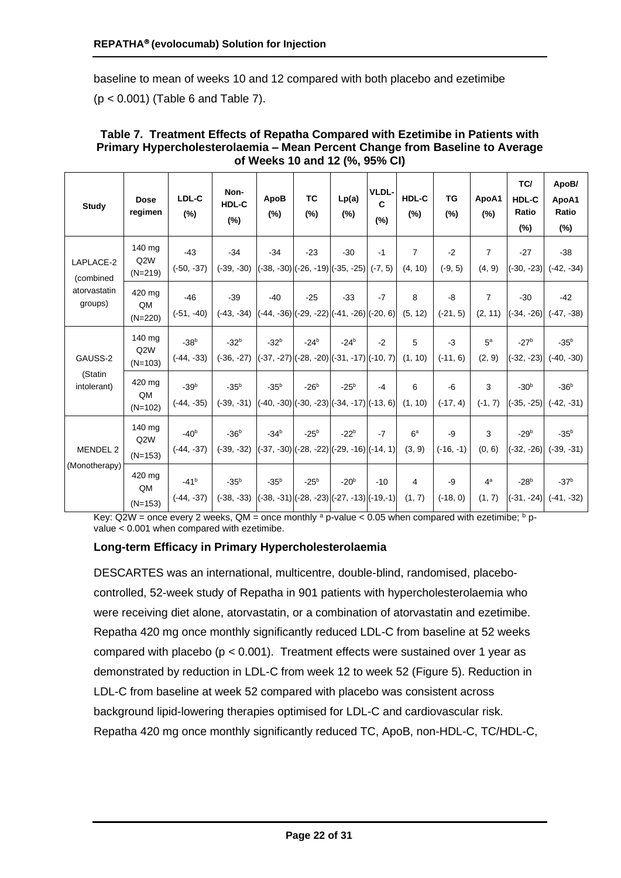baseline to mean of weeks 10 and 12 compared with both placebo and ezetimibe ($p < 0.001$) (Table 6 and Table 7).

**Table 7. Treatment Effects of Repatha Compared with Ezetimibe in Patients with Primary Hypercholesterolaemia – Mean Percent Change from Baseline to Average of Weeks 10 and 12 (%, 95% CI)**

| Study | Dose regimen | LDL-C (%) | Non-HDL-C (%) | ApoB (%) | TC (%) | Lp(a) (%) | VLDL-C (%) | HDL-C (%) | TG (%) | ApoA1 (%) | TC/ HDL-C Ratio (%) | ApoB/ ApoA1 Ratio (%) |
|---|---|---|---|---|---|---|---|---|---|---|---|---|
| LAPLACE-2 (combined atorvastatin groups) | 140 mg Q2W (N=219) | -43 (-50, -37) | -34 (-39, -30) | -34 (-38, -30) | -23 (-26, -19) | -30 (-35, -25) | -1 (-7, 5) | 7 (4, 10) | -2 (-9, 5) | 7 (4, 9) | -27 (-30, -23) | -38 (-42, -34) |
| | 420 mg QM (N=220) | -46 (-51, -40) | -39 (-43, -34) | -40 (-44, -36) | -25 (-29, -22) | -33 (-41, -26) | -7 (-20, 6) | 8 (5, 12) | -8 (-21, 5) | 7 (2, 11) | -30 (-34, -26) | -42 (-47, -38) |
| GAUSS-2 (Statin intolerant) | 140 mg Q2W (N=103) | -38[b] (-44, -33) | -32[b] (-36, -27) | -32[b] (-37, -27) | -24[b] (-28, -20) | -24[b] (-31, -17) | -2 (-10, 7) | 5 (1, 10) | -3 (-11, 6) | 5[a] (2, 9) | -27[b] (-32, -23) | -35[b] (-40, -30) |
| | 420 mg QM (N=102) | -39[b] (-44, -35) | -35[b] (-39, -31) | -35[b] (-40, -30) | -26[b] (-30, -23) | -25[b] (-34, -17) | -4 (-13, 6) | 6 (1, 10) | -6 (-17, 4) | 3 (-1, 7) | -30[b] (-35, -25) | -36[b] (-42, -31) |
| MENDEL 2 (Monotherapy) | 140 mg Q2W (N=153) | -40[b] (-44, -37) | -36[b] (-39, -32) | -34[b] (-37, -30) | -25[b] (-28, -22) | -22[b] (-29, -16) | -7 (-14, 1) | 6[a] (3, 9) | -9 (-16, -1) | 3 (0, 6) | -29[b] (-32, -26) | -35[b] (-39, -31) |
| | 420 mg QM (N=153) | -41[b] (-44, -37) | -35[b] (-38, -33) | -35[b] (-38, -31) | -25[b] (-28, -23) | -20[b] (-27, -13) | -10 (-19,-1) | 4 (1, 7) | -9 (-18, 0) | 4[a] (1, 7) | -28[b] (-31, -24) | -37[b] (-41, -32) |

Key: Q2W = once every 2 weeks, QM = once monthly [a] p-value < 0.05 when compared with ezetimibe; [b] p-value < 0.001 when compared with ezetimibe.

### Long-term Efficacy in Primary Hypercholesterolaemia

DESCARTES was an international, multicentre, double-blind, randomised, placebo-controlled, 52-week study of Repatha in 901 patients with hypercholesterolaemia who were receiving diet alone, atorvastatin, or a combination of atorvastatin and ezetimibe. Repatha 420 mg once monthly significantly reduced LDL-C from baseline at 52 weeks compared with placebo ($p < 0.001$). Treatment effects were sustained over 1 year as demonstrated by reduction in LDL-C from week 12 to week 52 (Figure 5). Reduction in LDL-C from baseline at week 52 compared with placebo was consistent across background lipid-lowering therapies optimised for LDL-C and cardiovascular risk. Repatha 420 mg once monthly significantly reduced TC, ApoB, non-HDL-C, TC/HDL-C,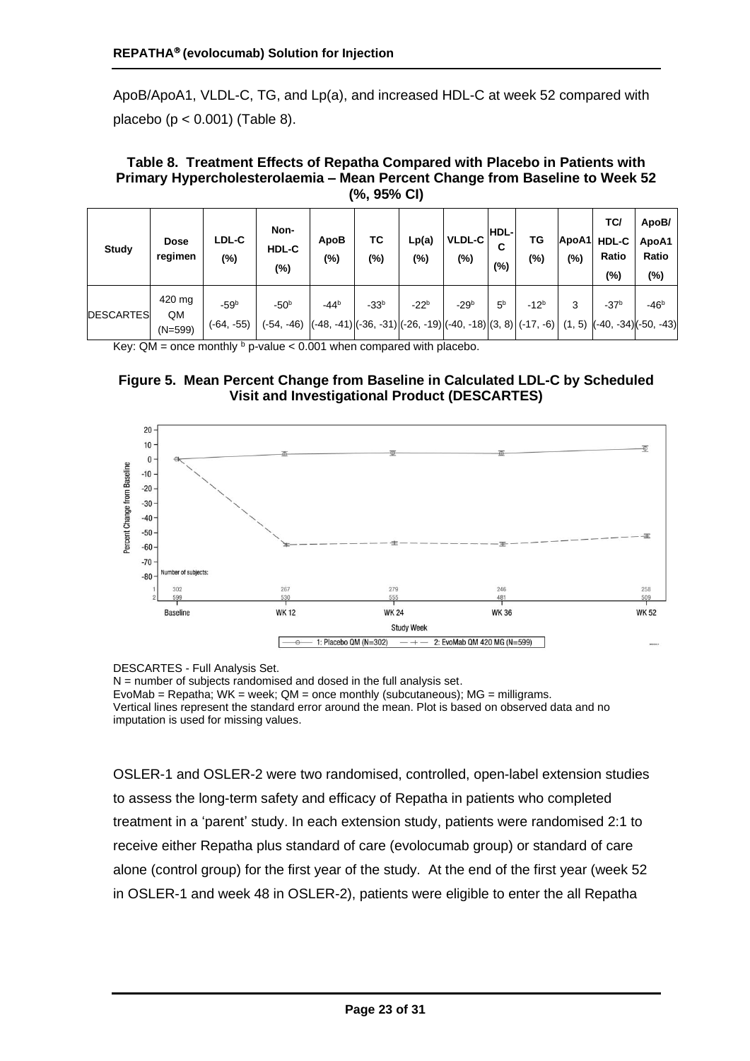ApoB/ApoA1, VLDL-C, TG, and Lp(a), and increased HDL-C at week 52 compared with placebo ($p < 0.001$) (Table 8).

**Table 8. Treatment Effects of Repatha Compared with Placebo in Patients with Primary Hypercholesterolaemia – Mean Percent Change from Baseline to Week 52 (%, 95% CI)**

| Study | Dose regimen | LDL-C (%) | Non-HDL-C (%) | ApoB (%) | TC (%) | Lp(a) (%) | VLDL-C (%) | HDL-C (%) | TG (%) | ApoA1 (%) | TC/ HDL-C Ratio (%) | ApoB/ ApoA1 Ratio (%) |
|---|---|---|---|---|---|---|---|---|---|---|---|---|
| DESCARTES | 420 mg QM (N=599) | -59[b] (-64, -55) | -50[b] (-54, -46) | -44[b] (-48, -41) | -33[b] (-36, -31) | -22[b] (-26, -19) | -29[b] (-40, -18) | 5[b] (3, 8) | -12[b] (-17, -6) | 3 (1, 5) | -37[b] (-40, -34) | -46[b] (-50, -43) |

Key: QM = once monthly [b] p-value < 0.001 when compared with placebo.

**Figure 5. Mean Percent Change from Baseline in Calculated LDL-C by Scheduled Visit and Investigational Product (DESCARTES)**

DESCARTES - Full Analysis Set.
N = number of subjects randomised and dosed in the full analysis set.
EvoMab = Repatha; WK = week; QM = once monthly (subcutaneous); MG = milligrams.
Vertical lines represent the standard error around the mean. Plot is based on observed data and no imputation is used for missing values.

OSLER-1 and OSLER-2 were two randomised, controlled, open-label extension studies to assess the long-term safety and efficacy of Repatha in patients who completed treatment in a 'parent' study. In each extension study, patients were randomised 2:1 to receive either Repatha plus standard of care (evolocumab group) or standard of care alone (control group) for the first year of the study. At the end of the first year (week 52 in OSLER-1 and week 48 in OSLER-2), patients were eligible to enter the all Repatha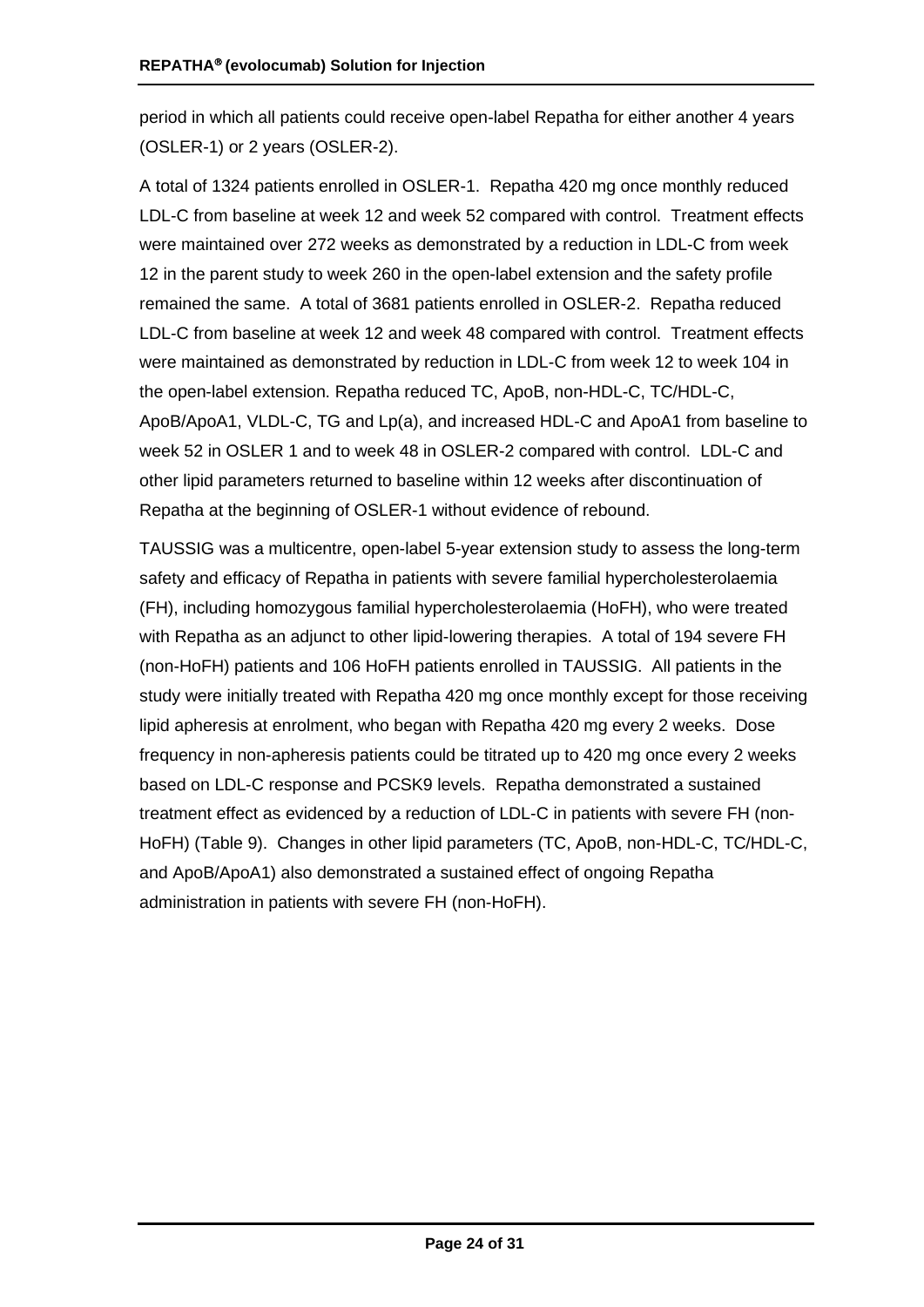period in which all patients could receive open-label Repatha for either another 4 years (OSLER-1) or 2 years (OSLER-2).

A total of 1324 patients enrolled in OSLER-1. Repatha 420 mg once monthly reduced LDL-C from baseline at week 12 and week 52 compared with control. Treatment effects were maintained over 272 weeks as demonstrated by a reduction in LDL-C from week 12 in the parent study to week 260 in the open-label extension and the safety profile remained the same. A total of 3681 patients enrolled in OSLER-2. Repatha reduced LDL-C from baseline at week 12 and week 48 compared with control. Treatment effects were maintained as demonstrated by reduction in LDL-C from week 12 to week 104 in the open-label extension. Repatha reduced TC, ApoB, non-HDL-C, TC/HDL-C, ApoB/ApoA1, VLDL-C, TG and Lp(a), and increased HDL-C and ApoA1 from baseline to week 52 in OSLER 1 and to week 48 in OSLER-2 compared with control. LDL-C and other lipid parameters returned to baseline within 12 weeks after discontinuation of Repatha at the beginning of OSLER-1 without evidence of rebound.

TAUSSIG was a multicentre, open-label 5-year extension study to assess the long-term safety and efficacy of Repatha in patients with severe familial hypercholesterolaemia (FH), including homozygous familial hypercholesterolaemia (HoFH), who were treated with Repatha as an adjunct to other lipid-lowering therapies. A total of 194 severe FH (non-HoFH) patients and 106 HoFH patients enrolled in TAUSSIG. All patients in the study were initially treated with Repatha 420 mg once monthly except for those receiving lipid apheresis at enrolment, who began with Repatha 420 mg every 2 weeks. Dose frequency in non-apheresis patients could be titrated up to 420 mg once every 2 weeks based on LDL-C response and PCSK9 levels. Repatha demonstrated a sustained treatment effect as evidenced by a reduction of LDL-C in patients with severe FH (non-HoFH) (Table 9). Changes in other lipid parameters (TC, ApoB, non-HDL-C, TC/HDL-C, and ApoB/ApoA1) also demonstrated a sustained effect of ongoing Repatha administration in patients with severe FH (non-HoFH).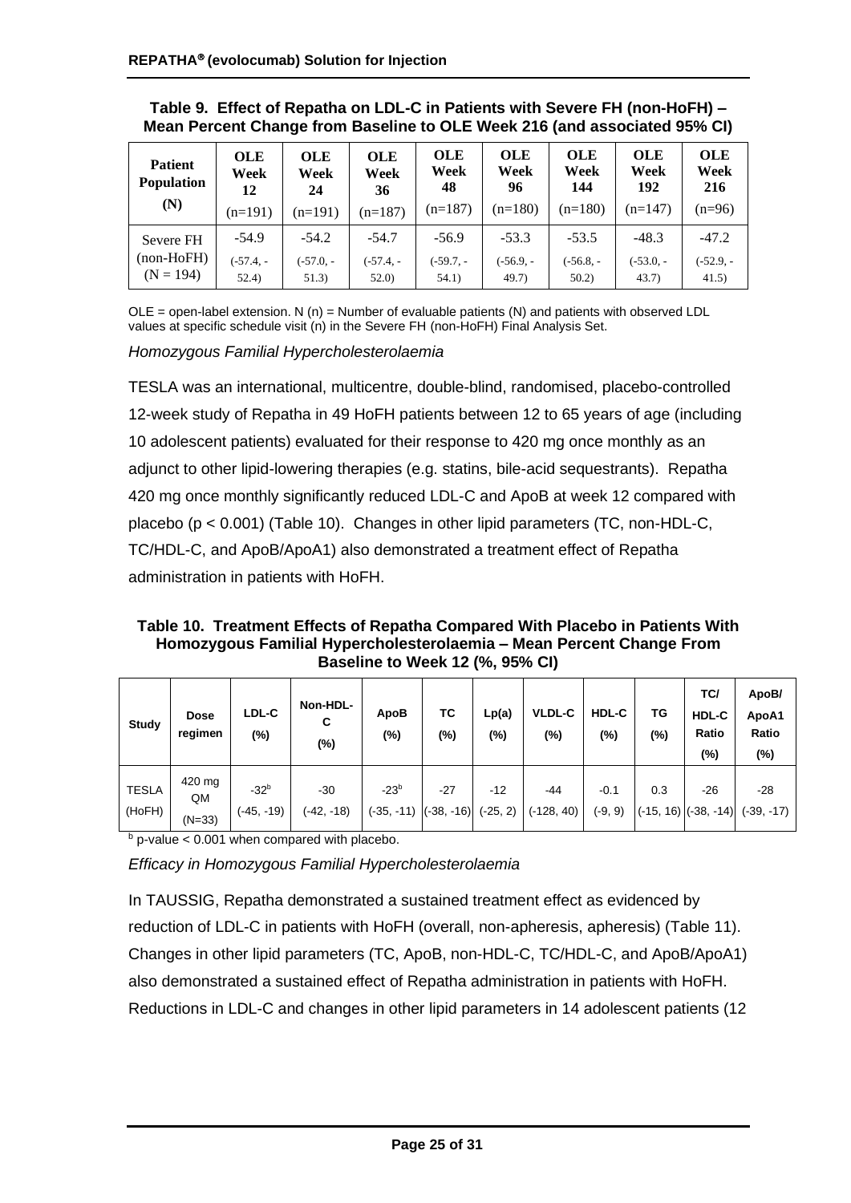**Table 9. Effect of Repatha on LDL-C in Patients with Severe FH (non-HoFH) – Mean Percent Change from Baseline to OLE Week 216 (and associated 95% CI)**

| Patient Population (N) | OLE Week 12 (n=191) | OLE Week 24 (n=191) | OLE Week 36 (n=187) | OLE Week 48 (n=187) | OLE Week 96 (n=180) | OLE Week 144 (n=180) | OLE Week 192 (n=147) | OLE Week 216 (n=96) |
|---|---|---|---|---|---|---|---|---|
| Severe FH (non-HoFH) (N = 194) | -54.9 (-57.4, -52.4) | -54.2 (-57.0, -51.3) | -54.7 (-57.4, -52.0) | -56.9 (-59.7, -54.1) | -53.3 (-56.9, -49.7) | -53.5 (-56.8, -50.2) | -48.3 (-53.0, -43.7) | -47.2 (-52.9, -41.5) |

OLE = open-label extension. N (n) = Number of evaluable patients (N) and patients with observed LDL values at specific schedule visit (n) in the Severe FH (non-HoFH) Final Analysis Set.

*Homozygous Familial Hypercholesterolaemia*

TESLA was an international, multicentre, double-blind, randomised, placebo-controlled 12-week study of Repatha in 49 HoFH patients between 12 to 65 years of age (including 10 adolescent patients) evaluated for their response to 420 mg once monthly as an adjunct to other lipid-lowering therapies (e.g. statins, bile-acid sequestrants). Repatha 420 mg once monthly significantly reduced LDL-C and ApoB at week 12 compared with placebo ($p < 0.001$) (Table 10). Changes in other lipid parameters (TC, non-HDL-C, TC/HDL-C, and ApoB/ApoA1) also demonstrated a treatment effect of Repatha administration in patients with HoFH.

**Table 10. Treatment Effects of Repatha Compared With Placebo in Patients With Homozygous Familial Hypercholesterolaemia – Mean Percent Change From Baseline to Week 12 (%, 95% CI)**

| Study | Dose regimen | LDL-C (%) | Non-HDL-C (%) | ApoB (%) | TC (%) | Lp(a) (%) | VLDL-C (%) | HDL-C (%) | TG (%) | TC/HDL-C Ratio (%) | ApoB/ApoA1 Ratio (%) |
|---|---|---|---|---|---|---|---|---|---|---|---|
| TESLA (HoFH) | 420 mg QM (N=33) | -32[b] (-45, -19) | -30 (-42, -18) | -23[b] (-35, -11) | -27 (-38, -16) | -12 (-25, 2) | -44 (-128, 40) | -0.1 (-9, 9) | 0.3 (-15, 16) | -26 (-38, -14) | -28 (-39, -17) |

[b] p-value < 0.001 when compared with placebo.

*Efficacy in Homozygous Familial Hypercholesterolaemia*

In TAUSSIG, Repatha demonstrated a sustained treatment effect as evidenced by reduction of LDL-C in patients with HoFH (overall, non-apheresis, apheresis) (Table 11). Changes in other lipid parameters (TC, ApoB, non-HDL-C, TC/HDL-C, and ApoB/ApoA1) also demonstrated a sustained effect of Repatha administration in patients with HoFH. Reductions in LDL-C and changes in other lipid parameters in 14 adolescent patients (12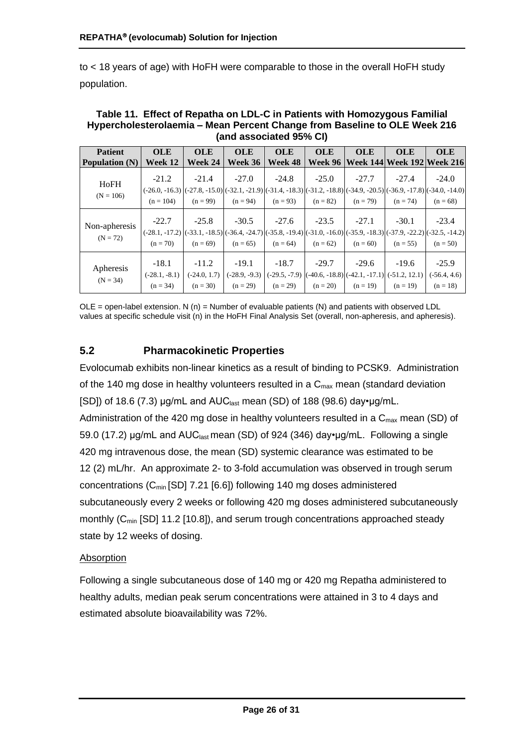to < 18 years of age) with HoFH were comparable to those in the overall HoFH study population.

**Table 11. Effect of Repatha on LDL-C in Patients with Homozygous Familial Hypercholesterolaemia – Mean Percent Change from Baseline to OLE Week 216 (and associated 95% CI)**

| Patient Population (N) | OLE Week 12 | OLE Week 24 | OLE Week 36 | OLE Week 48 | OLE Week 96 | OLE Week 144 | OLE Week 192 | OLE Week 216 |
|---|---|---|---|---|---|---|---|---|
| HoFH (N = 106) | -21.2 (-26.0, -16.3) (n = 104) | -21.4 (-27.8, -15.0) (n = 99) | -27.0 (-32.1, -21.9) (n = 94) | -24.8 (-31.4, -18.3) (n = 93) | -25.0 (-31.2, -18.8) (n = 82) | -27.7 (-34.9, -20.5) (n = 79) | -27.4 (-36.9, -17.8) (n = 74) | -24.0 (-34.0, -14.0) (n = 68) |
| Non-apheresis (N = 72) | -22.7 (-28.1, -17.2) (n = 70) | -25.8 (-33.1, -18.5) (n = 69) | -30.5 (-36.4, -24.7) (n = 65) | -27.6 (-35.8, -19.4) (n = 64) | -23.5 (-31.0, -16.0) (n = 62) | -27.1 (-35.9, -18.3) (n = 60) | -30.1 (-37.9, -22.2) (n = 55) | -23.4 (-32.5, -14.2) (n = 50) |
| Apheresis (N = 34) | -18.1 (-28.1, -8.1) (n = 34) | -11.2 (-24.0, 1.7) (n = 30) | -19.1 (-28.9, -9.3) (n = 29) | -18.7 (-29.5, -7.9) (n = 29) | -29.7 (-40.6, -18.8) (n = 20) | -29.6 (-42.1, -17.1) (n = 19) | -19.6 (-51.2, 12.1) (n = 19) | -25.9 (-56.4, 4.6) (n = 18) |

OLE = open-label extension. N (n) = Number of evaluable patients (N) and patients with observed LDL values at specific schedule visit (n) in the HoFH Final Analysis Set (overall, non-apheresis, and apheresis).

## 5.2 Pharmacokinetic Properties

Evolocumab exhibits non-linear kinetics as a result of binding to PCSK9. Administration of the 140 mg dose in healthy volunteers resulted in a $C_{max}$ mean (standard deviation [SD]) of 18.6 (7.3) µg/mL and $AUC_{last}$ mean (SD) of 188 (98.6) day•µg/mL. Administration of the 420 mg dose in healthy volunteers resulted in a $C_{max}$ mean (SD) of 59.0 (17.2) µg/mL and $AUC_{last}$ mean (SD) of 924 (346) day•µg/mL. Following a single 420 mg intravenous dose, the mean (SD) systemic clearance was estimated to be 12 (2) mL/hr. An approximate 2- to 3-fold accumulation was observed in trough serum concentrations ($C_{min}$ [SD] 7.21 [6.6]) following 140 mg doses administered subcutaneously every 2 weeks or following 420 mg doses administered subcutaneously monthly ($C_{min}$ [SD] 11.2 [10.8]), and serum trough concentrations approached steady state by 12 weeks of dosing.

Absorption

Following a single subcutaneous dose of 140 mg or 420 mg Repatha administered to healthy adults, median peak serum concentrations were attained in 3 to 4 days and estimated absolute bioavailability was 72%.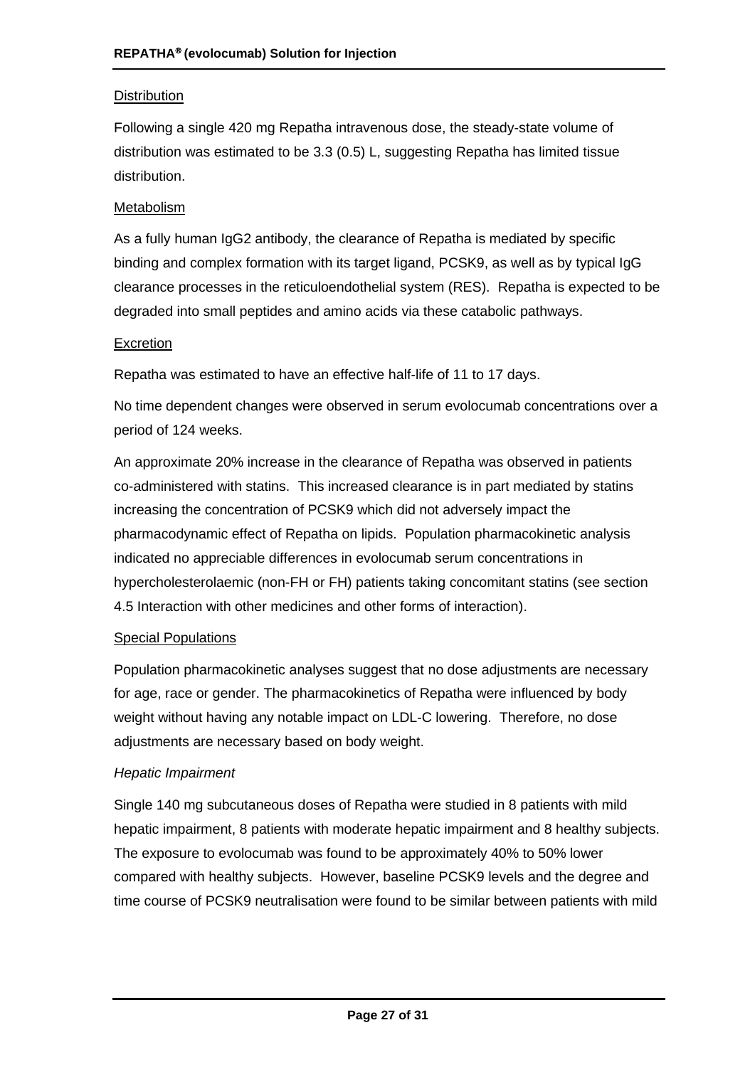Distribution

Following a single 420 mg Repatha intravenous dose, the steady-state volume of distribution was estimated to be 3.3 (0.5) L, suggesting Repatha has limited tissue distribution.

Metabolism

As a fully human IgG2 antibody, the clearance of Repatha is mediated by specific binding and complex formation with its target ligand, PCSK9, as well as by typical IgG clearance processes in the reticuloendothelial system (RES). Repatha is expected to be degraded into small peptides and amino acids via these catabolic pathways.

Excretion

Repatha was estimated to have an effective half-life of 11 to 17 days.

No time dependent changes were observed in serum evolocumab concentrations over a period of 124 weeks.

An approximate 20% increase in the clearance of Repatha was observed in patients co-administered with statins. This increased clearance is in part mediated by statins increasing the concentration of PCSK9 which did not adversely impact the pharmacodynamic effect of Repatha on lipids. Population pharmacokinetic analysis indicated no appreciable differences in evolocumab serum concentrations in hypercholesterolaemic (non-FH or FH) patients taking concomitant statins (see section 4.5 Interaction with other medicines and other forms of interaction).

Special Populations

Population pharmacokinetic analyses suggest that no dose adjustments are necessary for age, race or gender. The pharmacokinetics of Repatha were influenced by body weight without having any notable impact on LDL-C lowering. Therefore, no dose adjustments are necessary based on body weight.

*Hepatic Impairment*

Single 140 mg subcutaneous doses of Repatha were studied in 8 patients with mild hepatic impairment, 8 patients with moderate hepatic impairment and 8 healthy subjects. The exposure to evolocumab was found to be approximately 40% to 50% lower compared with healthy subjects. However, baseline PCSK9 levels and the degree and time course of PCSK9 neutralisation were found to be similar between patients with mild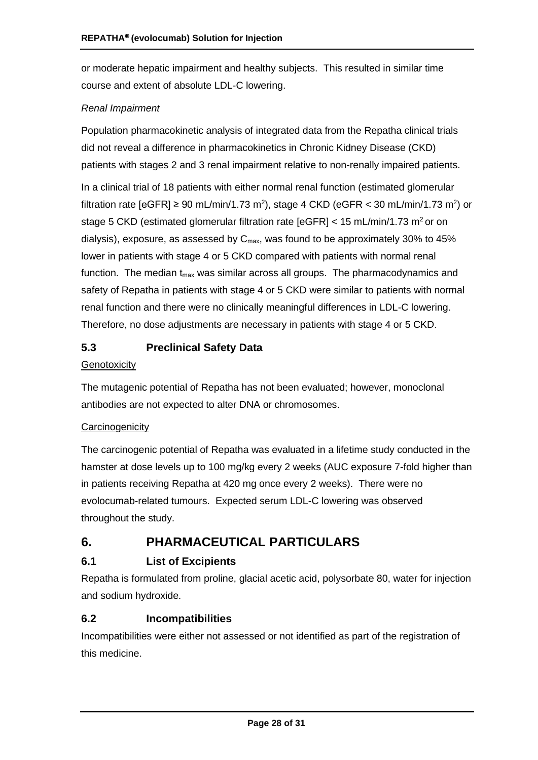or moderate hepatic impairment and healthy subjects. This resulted in similar time course and extent of absolute LDL-C lowering.

*Renal Impairment*

Population pharmacokinetic analysis of integrated data from the Repatha clinical trials did not reveal a difference in pharmacokinetics in Chronic Kidney Disease (CKD) patients with stages 2 and 3 renal impairment relative to non-renally impaired patients.

In a clinical trial of 18 patients with either normal renal function (estimated glomerular filtration rate [eGFR] ≥ 90 mL/min/1.73 $m^2$), stage 4 CKD (eGFR < 30 mL/min/1.73 $m^2$) or stage 5 CKD (estimated glomerular filtration rate [eGFR] < 15 mL/min/1.73 $m^2$ or on dialysis), exposure, as assessed by $C_{max}$, was found to be approximately 30% to 45% lower in patients with stage 4 or 5 CKD compared with patients with normal renal function. The median $t_{max}$ was similar across all groups. The pharmacodynamics and safety of Repatha in patients with stage 4 or 5 CKD were similar to patients with normal renal function and there were no clinically meaningful differences in LDL-C lowering. Therefore, no dose adjustments are necessary in patients with stage 4 or 5 CKD.

### 5.3 Preclinical Safety Data

Genotoxicity

The mutagenic potential of Repatha has not been evaluated; however, monoclonal antibodies are not expected to alter DNA or chromosomes.

Carcinogenicity

The carcinogenic potential of Repatha was evaluated in a lifetime study conducted in the hamster at dose levels up to 100 mg/kg every 2 weeks (AUC exposure 7-fold higher than in patients receiving Repatha at 420 mg once every 2 weeks). There were no evolocumab-related tumours. Expected serum LDL-C lowering was observed throughout the study.

## 6. PHARMACEUTICAL PARTICULARS

### 6.1 List of Excipients

Repatha is formulated from proline, glacial acetic acid, polysorbate 80, water for injection and sodium hydroxide.

### 6.2 Incompatibilities

Incompatibilities were either not assessed or not identified as part of the registration of this medicine.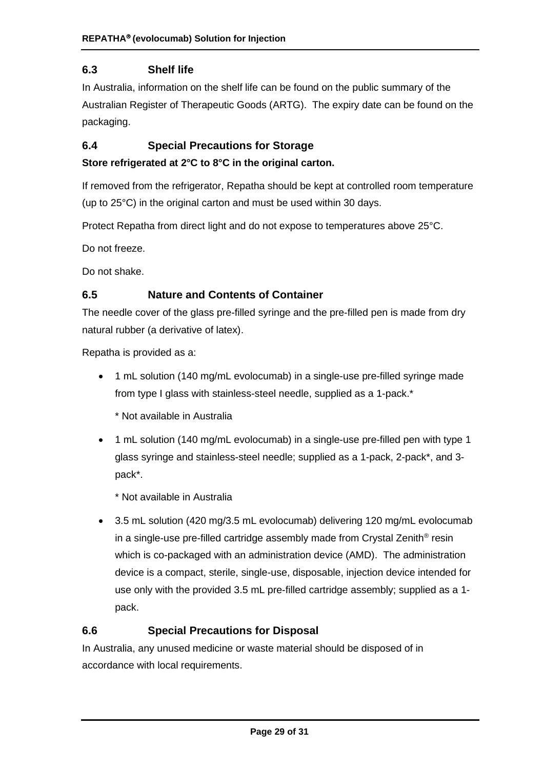## 6.3 Shelf life

In Australia, information on the shelf life can be found on the public summary of the Australian Register of Therapeutic Goods (ARTG). The expiry date can be found on the packaging.

## 6.4 Special Precautions for Storage

**Store refrigerated at 2°C to 8°C in the original carton.**

If removed from the refrigerator, Repatha should be kept at controlled room temperature (up to 25°C) in the original carton and must be used within 30 days.

Protect Repatha from direct light and do not expose to temperatures above 25°C.

Do not freeze.

Do not shake.

## 6.5 Nature and Contents of Container

The needle cover of the glass pre-filled syringe and the pre-filled pen is made from dry natural rubber (a derivative of latex).

Repatha is provided as a:

- 1 mL solution (140 mg/mL evolocumab) in a single-use pre-filled syringe made from type I glass with stainless-steel needle, supplied as a 1-pack.*

  * Not available in Australia

- 1 mL solution (140 mg/mL evolocumab) in a single-use pre-filled pen with type 1 glass syringe and stainless-steel needle; supplied as a 1-pack, 2-pack*, and 3-pack*.

  * Not available in Australia

- 3.5 mL solution (420 mg/3.5 mL evolocumab) delivering 120 mg/mL evolocumab in a single-use pre-filled cartridge assembly made from Crystal Zenith® resin which is co-packaged with an administration device (AMD). The administration device is a compact, sterile, single-use, disposable, injection device intended for use only with the provided 3.5 mL pre-filled cartridge assembly; supplied as a 1-pack.

## 6.6 Special Precautions for Disposal

In Australia, any unused medicine or waste material should be disposed of in accordance with local requirements.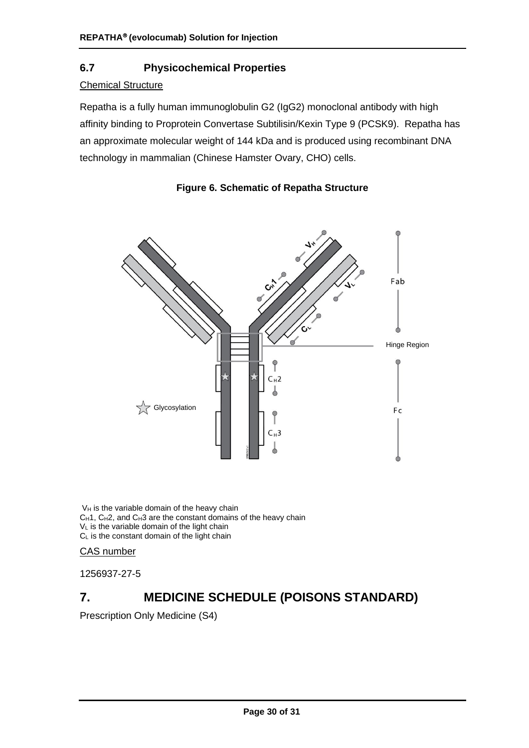## 6.7 Physicochemical Properties

Chemical Structure

Repatha is a fully human immunoglobulin G2 (IgG2) monoclonal antibody with high affinity binding to Proprotein Convertase Subtilisin/Kexin Type 9 (PCSK9). Repatha has an approximate molecular weight of 144 kDa and is produced using recombinant DNA technology in mammalian (Chinese Hamster Ovary, CHO) cells.

**Figure 6. Schematic of Repatha Structure**

$V_H$ is the variable domain of the heavy chain
$C_H1$, $C_H2$, and $C_H3$ are the constant domains of the heavy chain
$V_L$ is the variable domain of the light chain
$C_L$ is the constant domain of the light chain

CAS number

1256937-27-5

# 7. MEDICINE SCHEDULE (POISONS STANDARD)

Prescription Only Medicine (S4)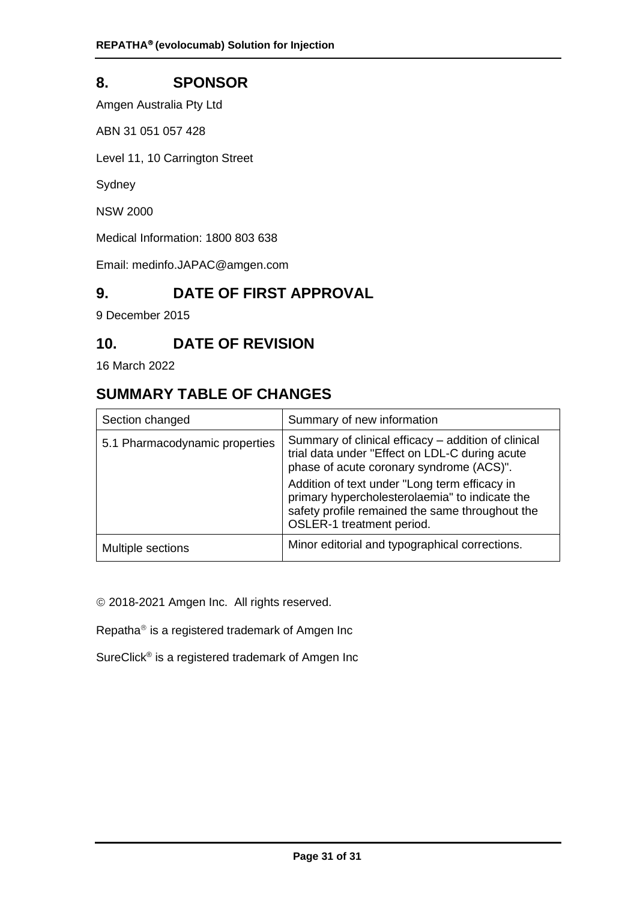## 8. SPONSOR

Amgen Australia Pty Ltd

ABN 31 051 057 428

Level 11, 10 Carrington Street

Sydney

NSW 2000

Medical Information: 1800 803 638

Email: medinfo.JAPAC@amgen.com

## 9. DATE OF FIRST APPROVAL

9 December 2015

## 10. DATE OF REVISION

16 March 2022

## SUMMARY TABLE OF CHANGES

| Section changed | Summary of new information |
|---|---|
| 5.1 Pharmacodynamic properties | Summary of clinical efficacy – addition of clinical trial data under "Effect on LDL-C during acute phase of acute coronary syndrome (ACS)".<br><br>Addition of text under "Long term efficacy in primary hypercholesterolaemia" to indicate the safety profile remained the same throughout the OSLER-1 treatment period. |
| Multiple sections | Minor editorial and typographical corrections. |

© 2018-2021 Amgen Inc. All rights reserved.

Repatha® is a registered trademark of Amgen Inc

SureClick® is a registered trademark of Amgen Inc